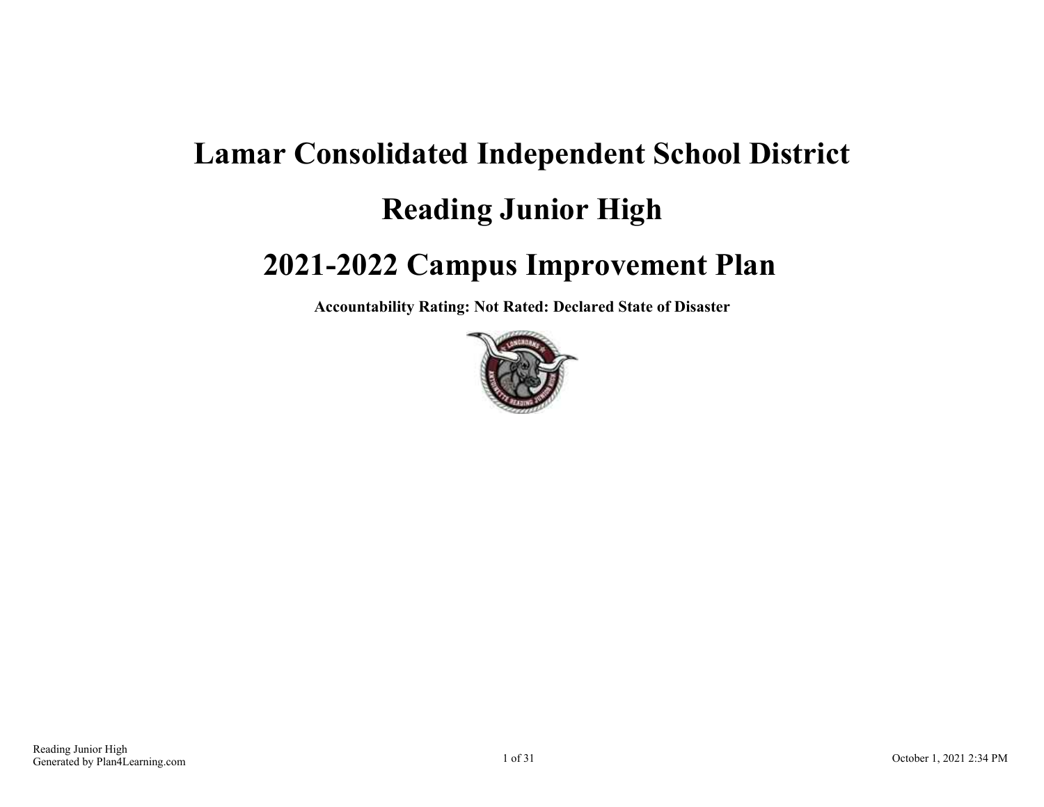# Lamar Consolidated Independent School District

# Reading Junior High

# 2021-2022 Campus Improvement Plan

**Accountability Rating: Not Rated: Declared State of Disaster**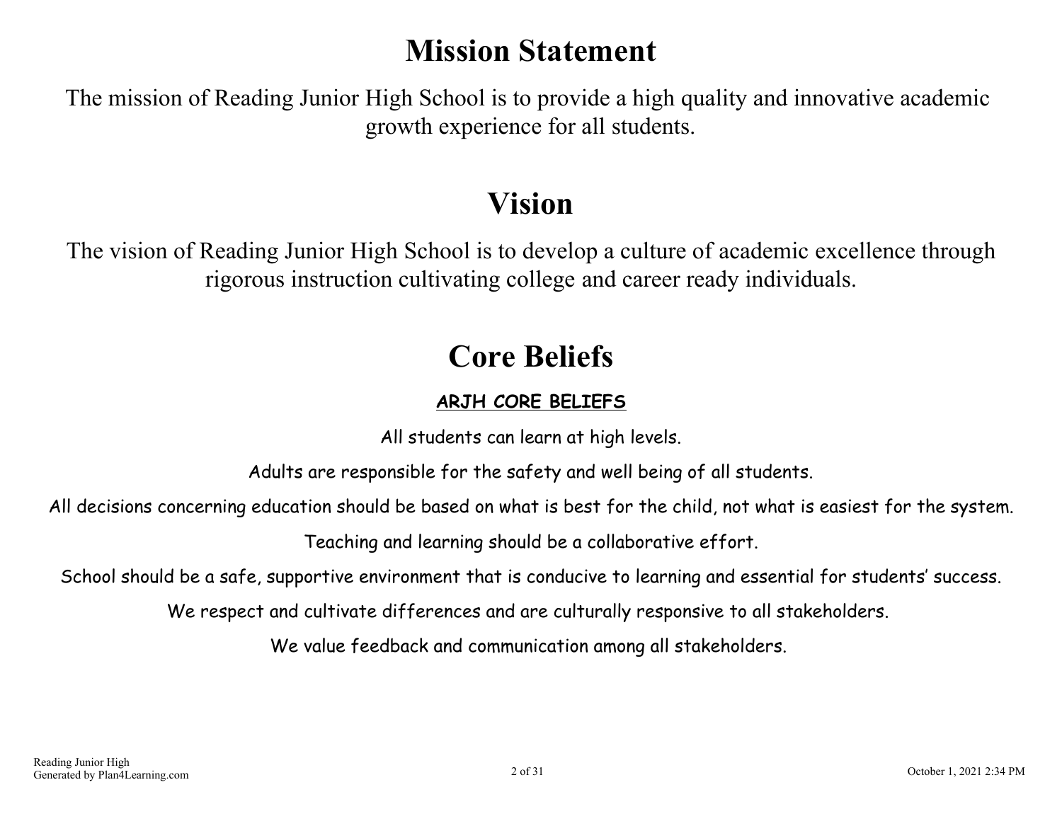# Mission Statement

The mission of Reading Junior High School is to provide a high quality and innovative academic growth experience for all students.

# Vision

The vision of Reading Junior High School is to develop a culture of academic excellence through rigorous instruction cultivating college and career ready individuals.

# Core Beliefs

**ARJH CORE BELIEFS**

All students can learn at high levels.

Adults are responsible for the safety and well being of all students.

All decisions concerning education should be based on what is best for the child, not what is easiest for the system.

Teaching and learning should be a collaborative effort.

School should be a safe, supportive environment that is conducive to learning and essential for students' success.

We respect and cultivate differences and are culturally responsive to all stakeholders.

We value feedback and communication among all stakeholders.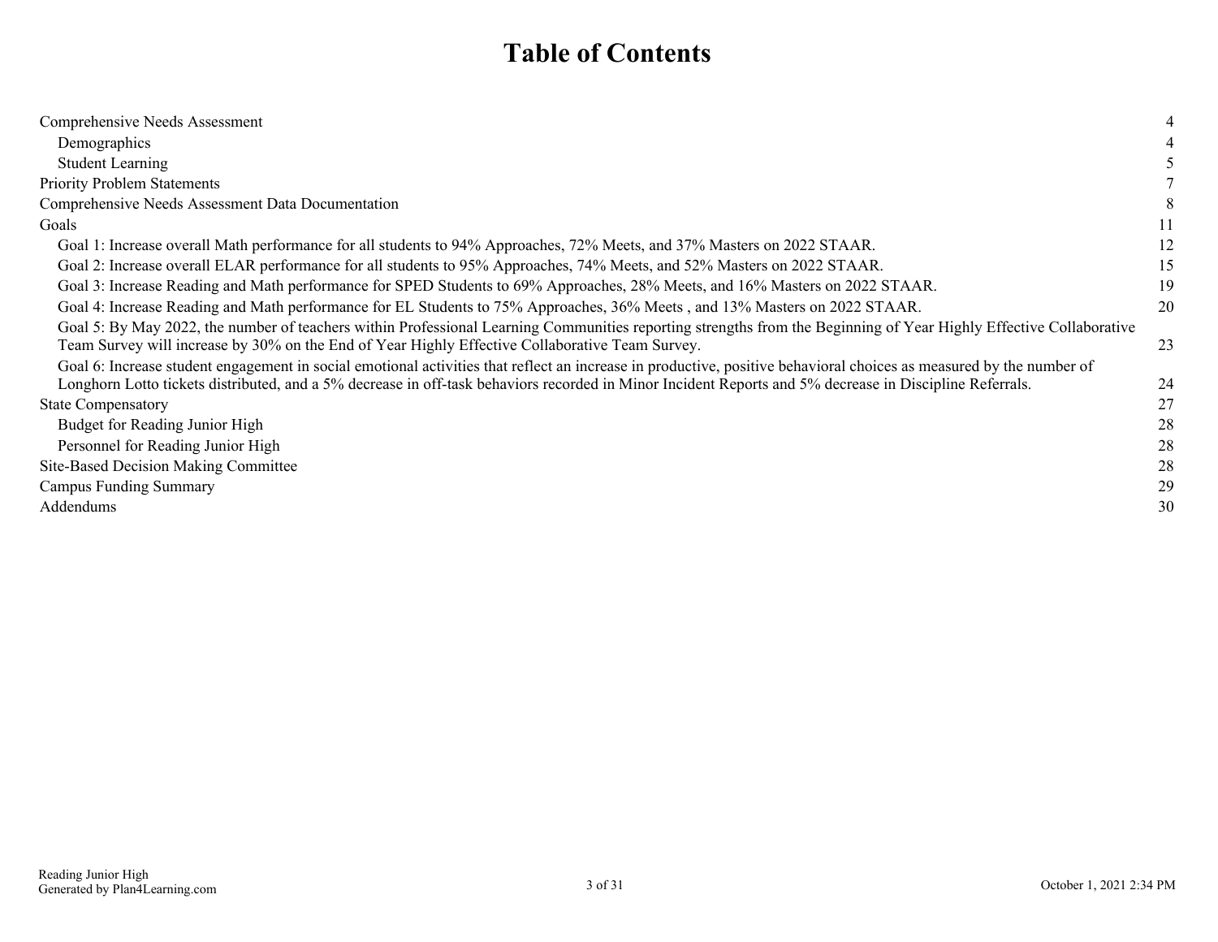# Table of Contents

| | |
|---|---|
| Comprehensive Needs Assessment | 4 |
| Demographics | 4 |
| Student Learning | 5 |
| Priority Problem Statements | 7 |
| Comprehensive Needs Assessment Data Documentation | 8 |
| Goals | 11 |
| Goal 1: Increase overall Math performance for all students to 94% Approaches, 72% Meets, and 37% Masters on 2022 STAAR. | 12 |
| Goal 2: Increase overall ELAR performance for all students to 95% Approaches, 74% Meets, and 52% Masters on 2022 STAAR. | 15 |
| Goal 3: Increase Reading and Math performance for SPED Students to 69% Approaches, 28% Meets, and 16% Masters on 2022 STAAR. | 19 |
| Goal 4: Increase Reading and Math performance for EL Students to 75% Approaches, 36% Meets , and 13% Masters on 2022 STAAR. | 20 |
| Goal 5: By May 2022, the number of teachers within Professional Learning Communities reporting strengths from the Beginning of Year Highly Effective Collaborative Team Survey will increase by 30% on the End of Year Highly Effective Collaborative Team Survey. | 23 |
| Goal 6: Increase student engagement in social emotional activities that reflect an increase in productive, positive behavioral choices as measured by the number of Longhorn Lotto tickets distributed, and a 5% decrease in off-task behaviors recorded in Minor Incident Reports and 5% decrease in Discipline Referrals. | 24 |
| State Compensatory | 27 |
| Budget for Reading Junior High | 28 |
| Personnel for Reading Junior High | 28 |
| Site-Based Decision Making Committee | 28 |
| Campus Funding Summary | 29 |
| Addendums | 30 |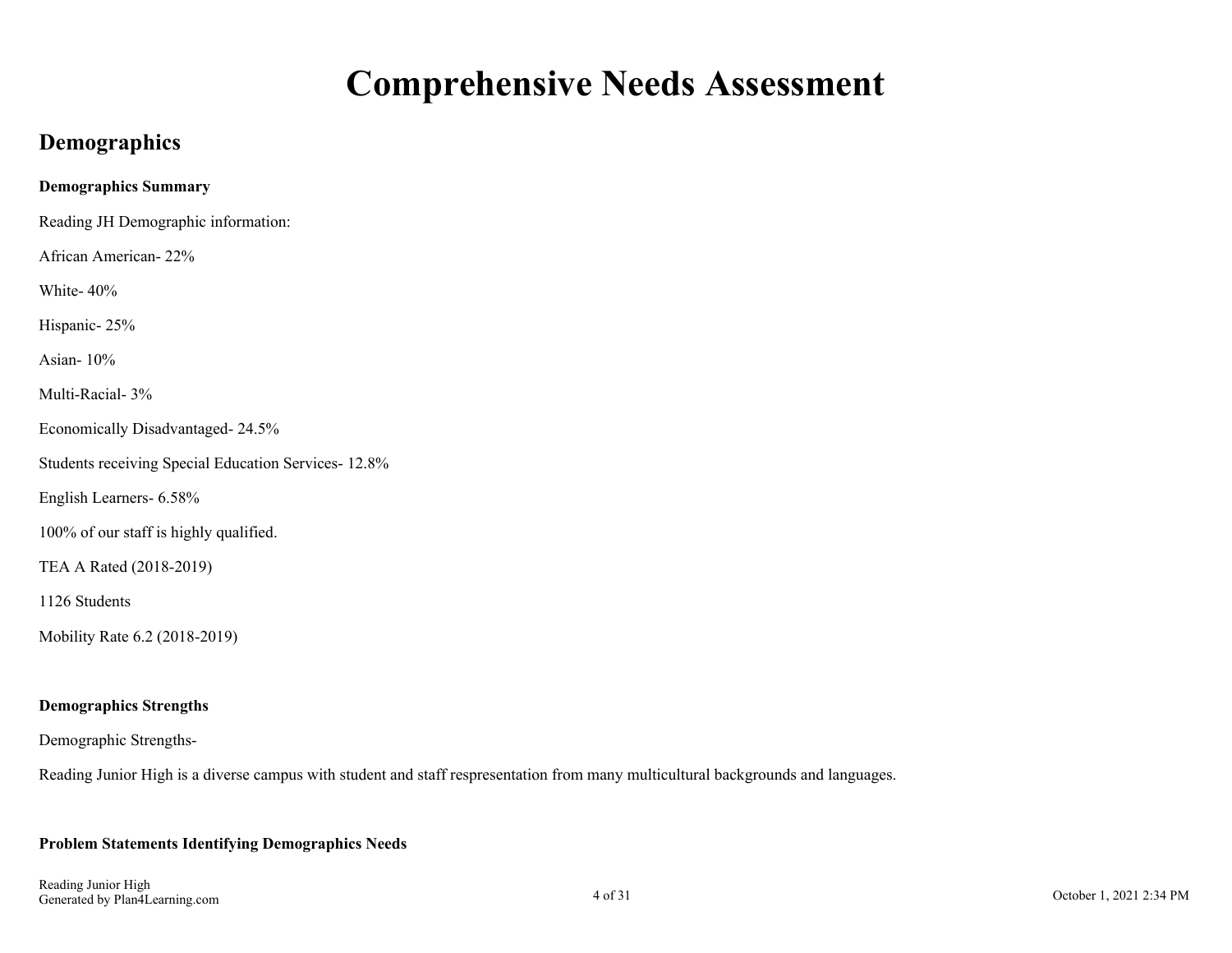# Comprehensive Needs Assessment

## Demographics

**Demographics Summary**

Reading JH Demographic information:

African American- 22%

White- 40%

Hispanic- 25%

Asian- 10%

Multi-Racial- 3%

Economically Disadvantaged- 24.5%

Students receiving Special Education Services- 12.8%

English Learners- 6.58%

100% of our staff is highly qualified.

TEA A Rated (2018-2019)

1126 Students

Mobility Rate 6.2 (2018-2019)

**Demographics Strengths**

Demographic Strengths-

Reading Junior High is a diverse campus with student and staff respresentation from many multicultural backgrounds and languages.

**Problem Statements Identifying Demographics Needs**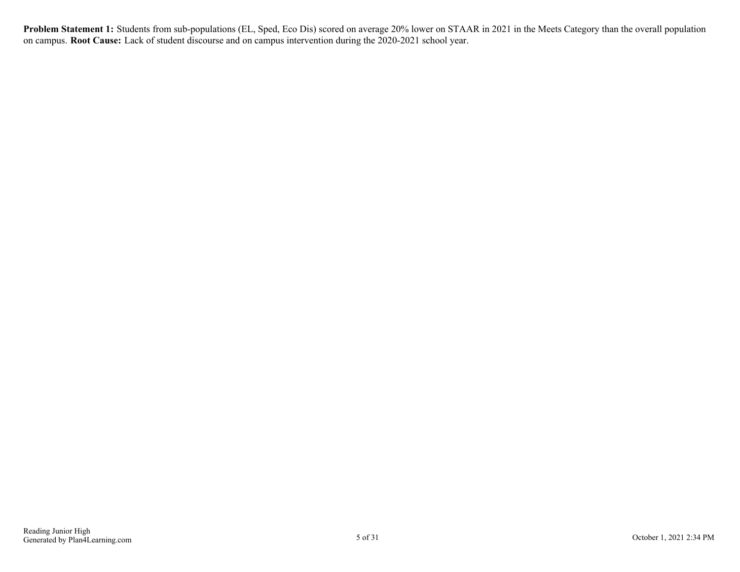**Problem Statement 1:** Students from sub-populations (EL, Sped, Eco Dis) scored on average 20% lower on STAAR in 2021 in the Meets Category than the overall population on campus. **Root Cause:** Lack of student discourse and on campus intervention during the 2020-2021 school year.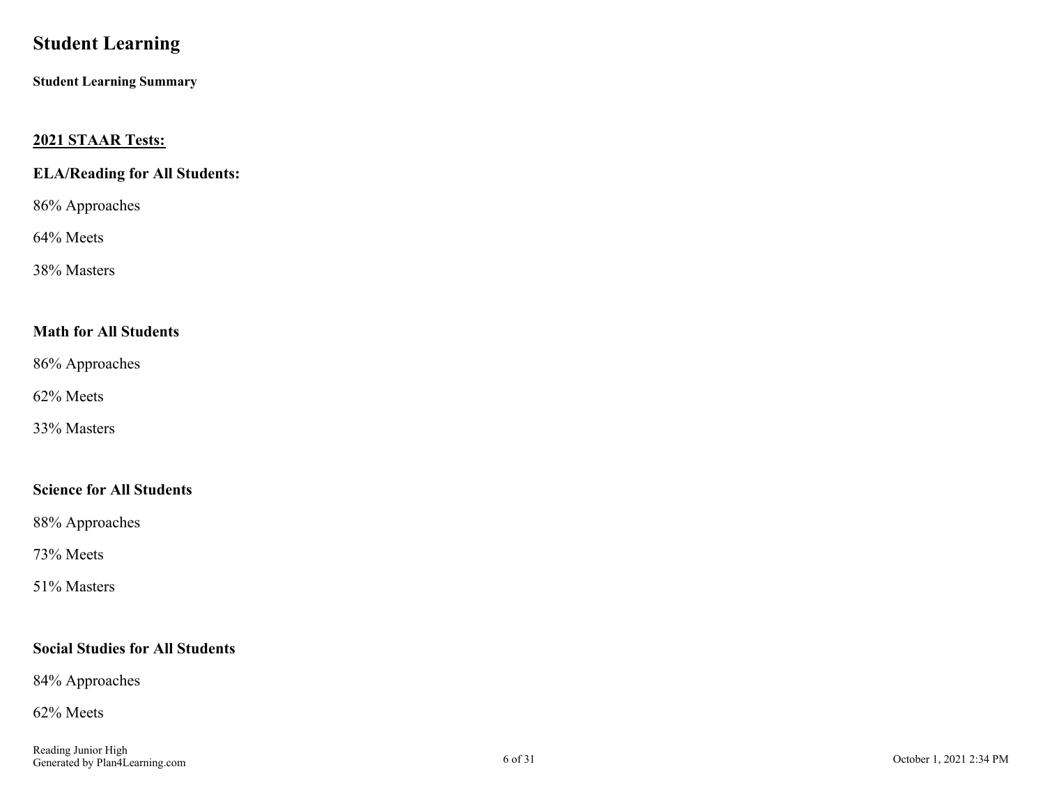# Student Learning

**Student Learning Summary**

**2021 STAAR Tests:**

**ELA/Reading for All Students:**

86% Approaches

64% Meets

38% Masters

**Math for All Students**

86% Approaches

62% Meets

33% Masters

**Science for All Students**

88% Approaches

73% Meets

51% Masters

**Social Studies for All Students**

84% Approaches

62% Meets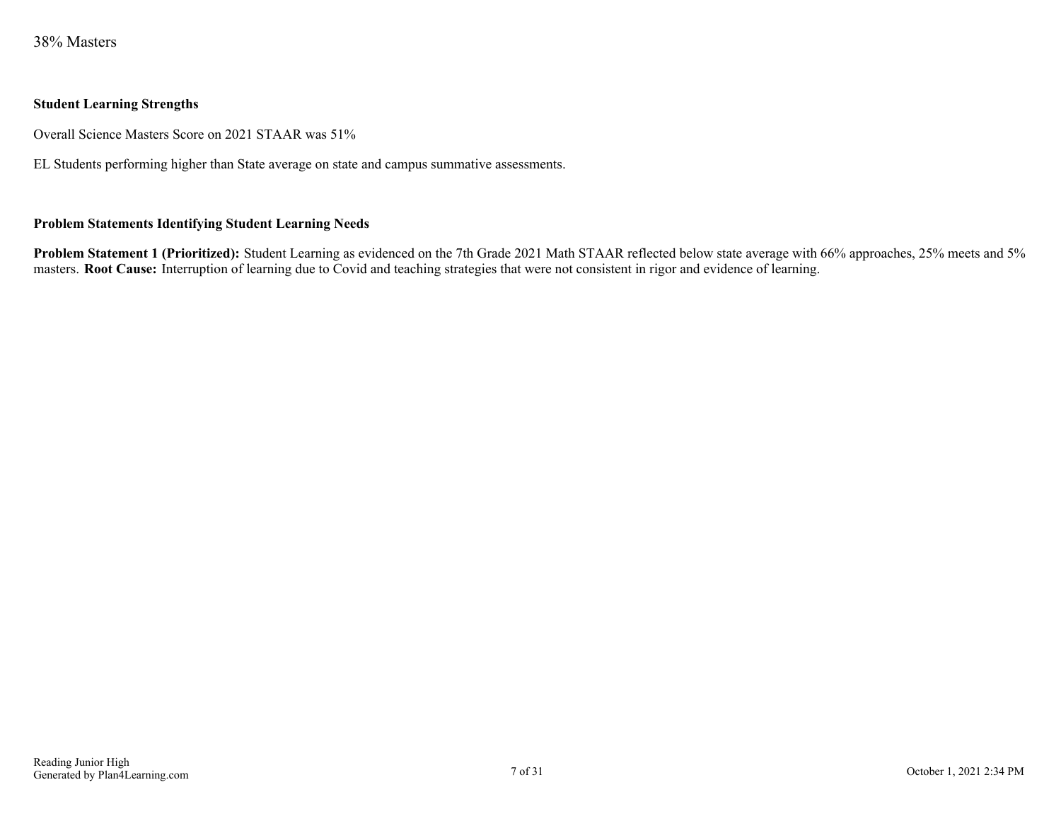38% Masters

**Student Learning Strengths**

Overall Science Masters Score on 2021 STAAR was 51%

EL Students performing higher than State average on state and campus summative assessments.

**Problem Statements Identifying Student Learning Needs**

**Problem Statement 1 (Prioritized):** Student Learning as evidenced on the 7th Grade 2021 Math STAAR reflected below state average with 66% approaches, 25% meets and 5% masters. **Root Cause:** Interruption of learning due to Covid and teaching strategies that were not consistent in rigor and evidence of learning.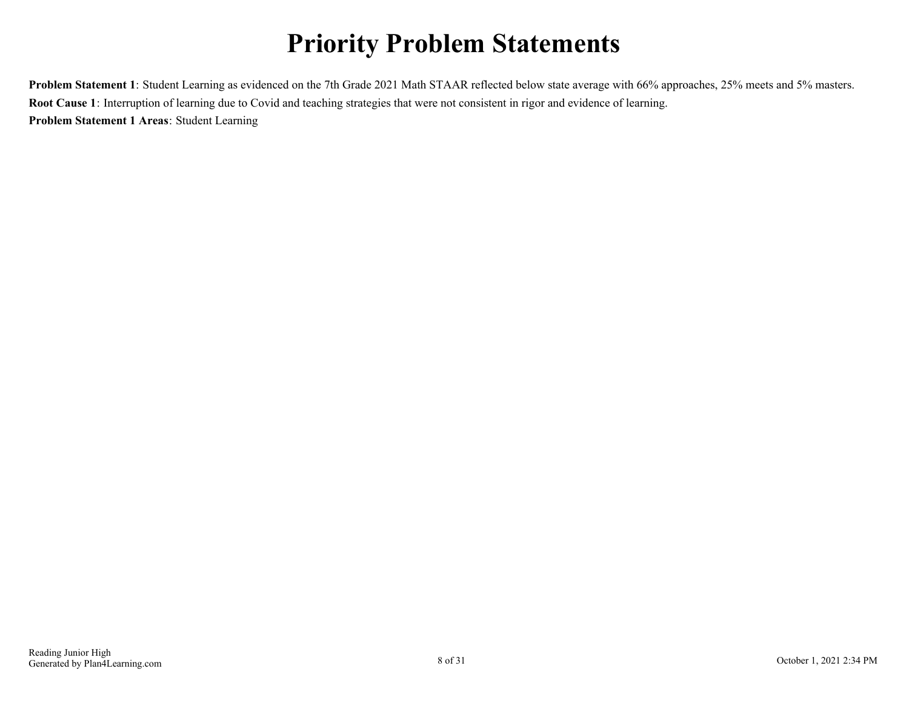# Priority Problem Statements

**Problem Statement 1**: Student Learning as evidenced on the 7th Grade 2021 Math STAAR reflected below state average with 66% approaches, 25% meets and 5% masters.

**Root Cause 1**: Interruption of learning due to Covid and teaching strategies that were not consistent in rigor and evidence of learning.

**Problem Statement 1 Areas**: Student Learning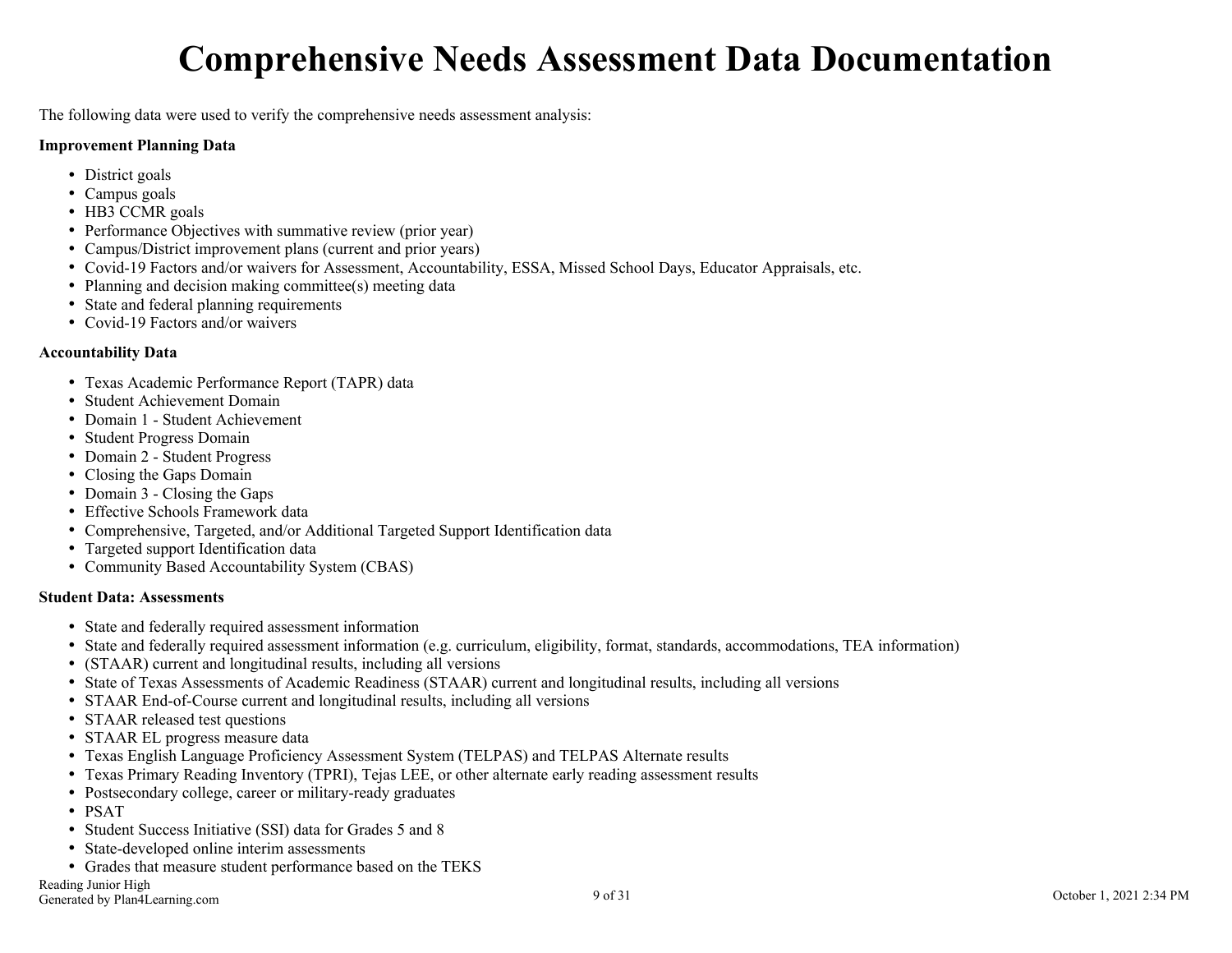# Comprehensive Needs Assessment Data Documentation

The following data were used to verify the comprehensive needs assessment analysis:

**Improvement Planning Data**

- District goals
- Campus goals
- HB3 CCMR goals
- Performance Objectives with summative review (prior year)
- Campus/District improvement plans (current and prior years)
- Covid-19 Factors and/or waivers for Assessment, Accountability, ESSA, Missed School Days, Educator Appraisals, etc.
- Planning and decision making committee(s) meeting data
- State and federal planning requirements
- Covid-19 Factors and/or waivers

**Accountability Data**

- Texas Academic Performance Report (TAPR) data
- Student Achievement Domain
- Domain 1 - Student Achievement
- Student Progress Domain
- Domain 2 - Student Progress
- Closing the Gaps Domain
- Domain 3 - Closing the Gaps
- Effective Schools Framework data
- Comprehensive, Targeted, and/or Additional Targeted Support Identification data
- Targeted support Identification data
- Community Based Accountability System (CBAS)

**Student Data: Assessments**

- State and federally required assessment information
- State and federally required assessment information (e.g. curriculum, eligibility, format, standards, accommodations, TEA information)
- (STAAR) current and longitudinal results, including all versions
- State of Texas Assessments of Academic Readiness (STAAR) current and longitudinal results, including all versions
- STAAR End-of-Course current and longitudinal results, including all versions
- STAAR released test questions
- STAAR EL progress measure data
- Texas English Language Proficiency Assessment System (TELPAS) and TELPAS Alternate results
- Texas Primary Reading Inventory (TPRI), Tejas LEE, or other alternate early reading assessment results
- Postsecondary college, career or military-ready graduates
- PSAT
- Student Success Initiative (SSI) data for Grades 5 and 8
- State-developed online interim assessments
- Grades that measure student performance based on the TEKS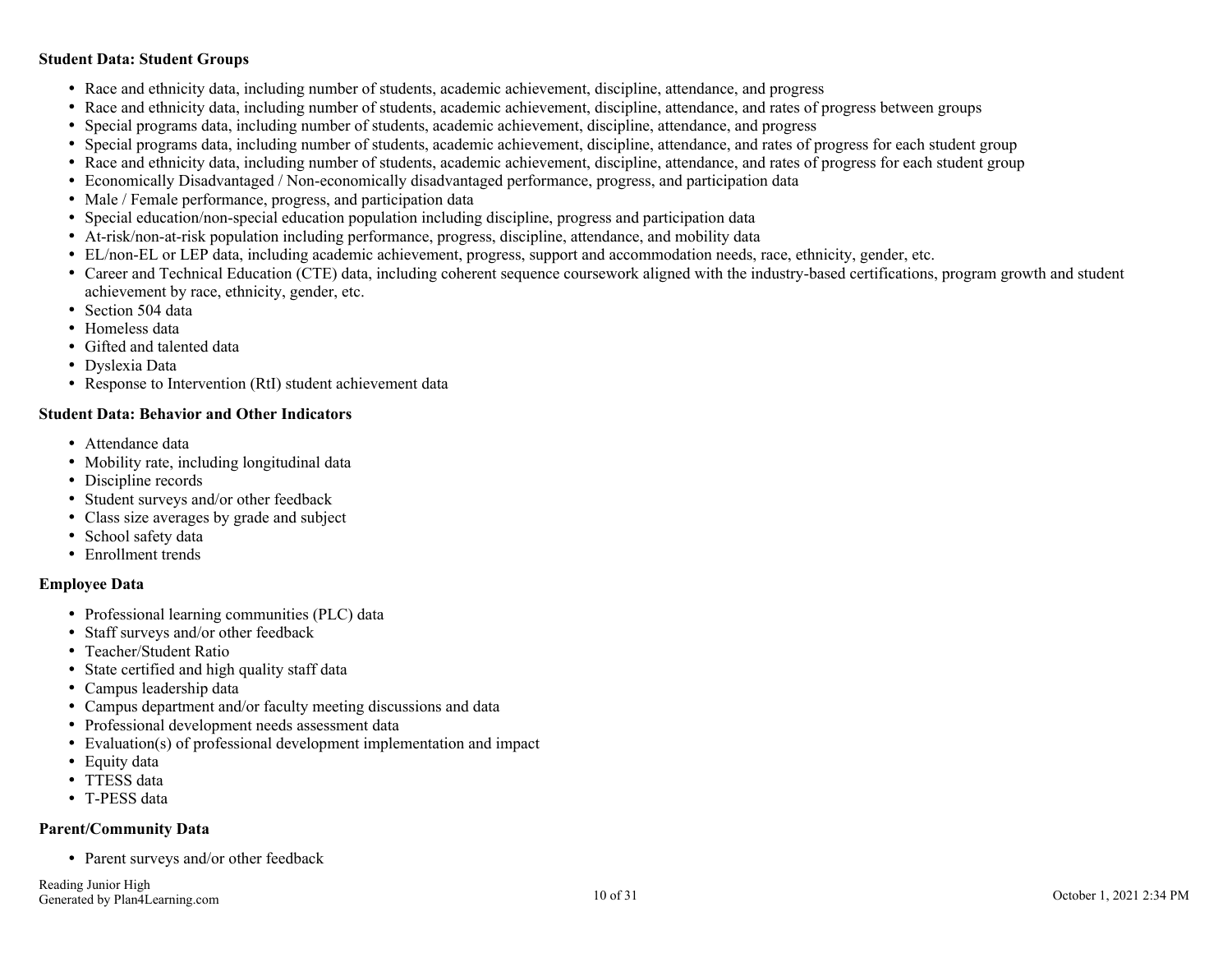**Student Data: Student Groups**

- Race and ethnicity data, including number of students, academic achievement, discipline, attendance, and progress
- Race and ethnicity data, including number of students, academic achievement, discipline, attendance, and rates of progress between groups
- Special programs data, including number of students, academic achievement, discipline, attendance, and progress
- Special programs data, including number of students, academic achievement, discipline, attendance, and rates of progress for each student group
- Race and ethnicity data, including number of students, academic achievement, discipline, attendance, and rates of progress for each student group
- Economically Disadvantaged / Non-economically disadvantaged performance, progress, and participation data
- Male / Female performance, progress, and participation data
- Special education/non-special education population including discipline, progress and participation data
- At-risk/non-at-risk population including performance, progress, discipline, attendance, and mobility data
- EL/non-EL or LEP data, including academic achievement, progress, support and accommodation needs, race, ethnicity, gender, etc.
- Career and Technical Education (CTE) data, including coherent sequence coursework aligned with the industry-based certifications, program growth and student achievement by race, ethnicity, gender, etc.
- Section 504 data
- Homeless data
- Gifted and talented data
- Dyslexia Data
- Response to Intervention (RtI) student achievement data

**Student Data: Behavior and Other Indicators**

- Attendance data
- Mobility rate, including longitudinal data
- Discipline records
- Student surveys and/or other feedback
- Class size averages by grade and subject
- School safety data
- Enrollment trends

**Employee Data**

- Professional learning communities (PLC) data
- Staff surveys and/or other feedback
- Teacher/Student Ratio
- State certified and high quality staff data
- Campus leadership data
- Campus department and/or faculty meeting discussions and data
- Professional development needs assessment data
- Evaluation(s) of professional development implementation and impact
- Equity data
- TTESS data
- T-PESS data

**Parent/Community Data**

- Parent surveys and/or other feedback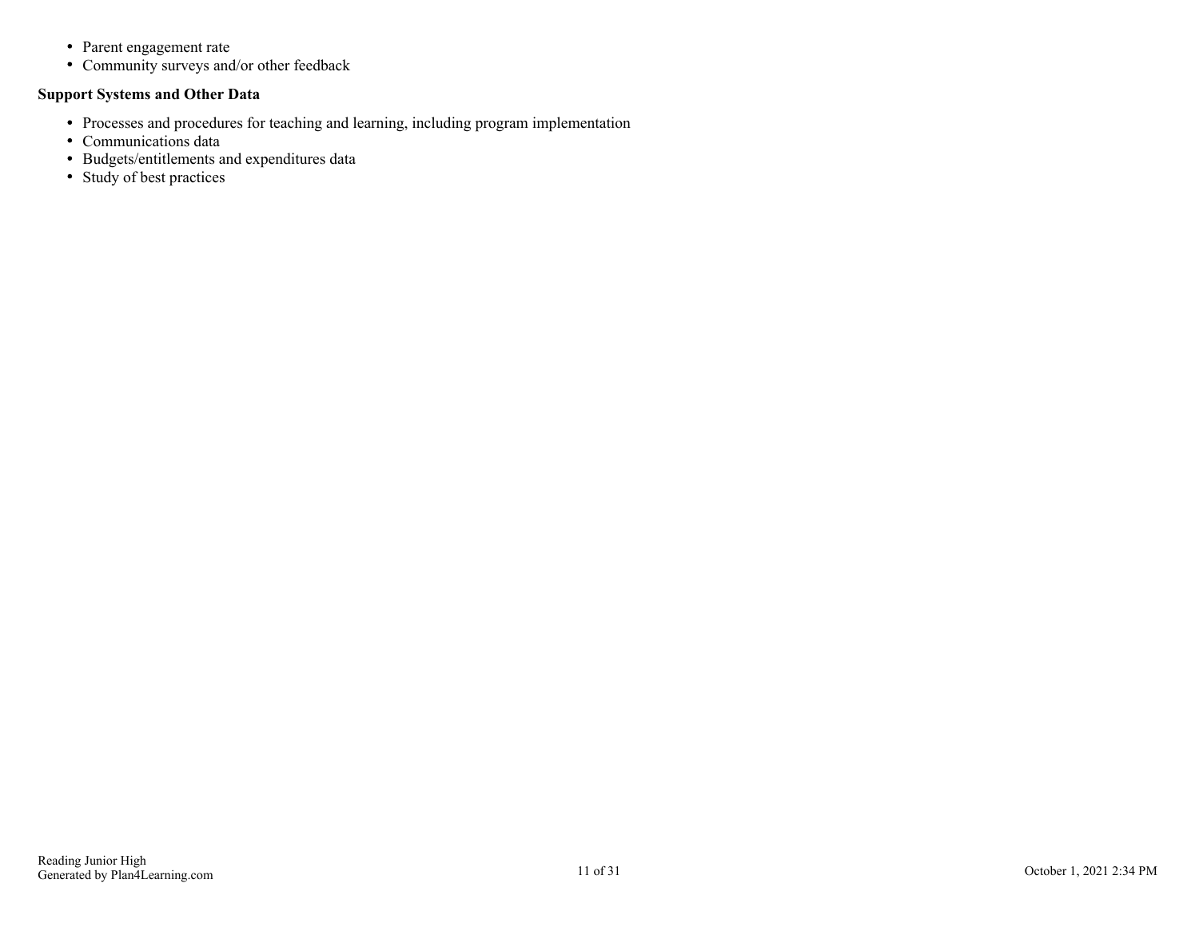- Parent engagement rate
- Community surveys and/or other feedback

**Support Systems and Other Data**

- Processes and procedures for teaching and learning, including program implementation
- Communications data
- Budgets/entitlements and expenditures data
- Study of best practices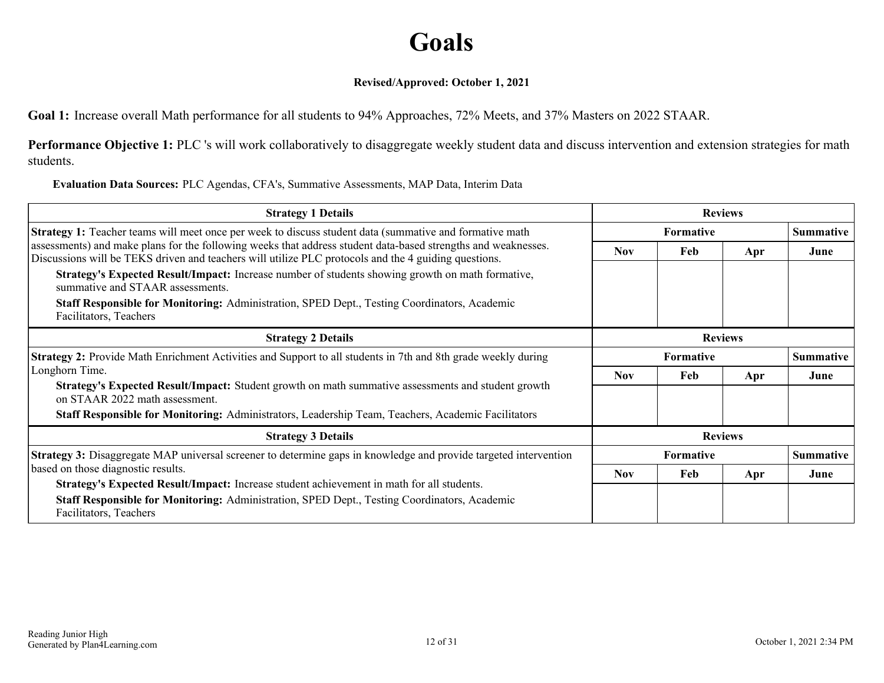# Goals

**Revised/Approved: October 1, 2021**

**Goal 1:** Increase overall Math performance for all students to 94% Approaches, 72% Meets, and 37% Masters on 2022 STAAR.

**Performance Objective 1:** PLC 's will work collaboratively to disaggregate weekly student data and discuss intervention and extension strategies for math students.

**Evaluation Data Sources:** PLC Agendas, CFA's, Summative Assessments, MAP Data, Interim Data

| Strategy 1 Details | Reviews | | | |
|---|---|---|---|---|
| **Strategy 1:** Teacher teams will meet once per week to discuss student data (summative and formative math assessments) and make plans for the following weeks that address student data-based strengths and weaknesses. Discussions will be TEKS driven and teachers will utilize PLC protocols and the 4 guiding questions.<br>**Strategy's Expected Result/Impact:** Increase number of students showing growth on math formative, summative and STAAR assessments.<br>**Staff Responsible for Monitoring:** Administration, SPED Dept., Testing Coordinators, Academic Facilitators, Teachers | Formative | | | Summative |
| | Nov | Feb | Apr | June |
| | | | | |

| Strategy 2 Details | Reviews | | | |
|---|---|---|---|---|
| **Strategy 2:** Provide Math Enrichment Activities and Support to all students in 7th and 8th grade weekly during Longhorn Time.<br>**Strategy's Expected Result/Impact:** Student growth on math summative assessments and student growth on STAAR 2022 math assessment.<br>**Staff Responsible for Monitoring:** Administrators, Leadership Team, Teachers, Academic Facilitators | Formative | | | Summative |
| | Nov | Feb | Apr | June |
| | | | | |

| Strategy 3 Details | Reviews | | | |
|---|---|---|---|---|
| **Strategy 3:** Disaggregate MAP universal screener to determine gaps in knowledge and provide targeted intervention based on those diagnostic results.<br>**Strategy's Expected Result/Impact:** Increase student achievement in math for all students.<br>**Staff Responsible for Monitoring:** Administration, SPED Dept., Testing Coordinators, Academic Facilitators, Teachers | Formative | | | Summative |
| | Nov | Feb | Apr | June |
| | | | | |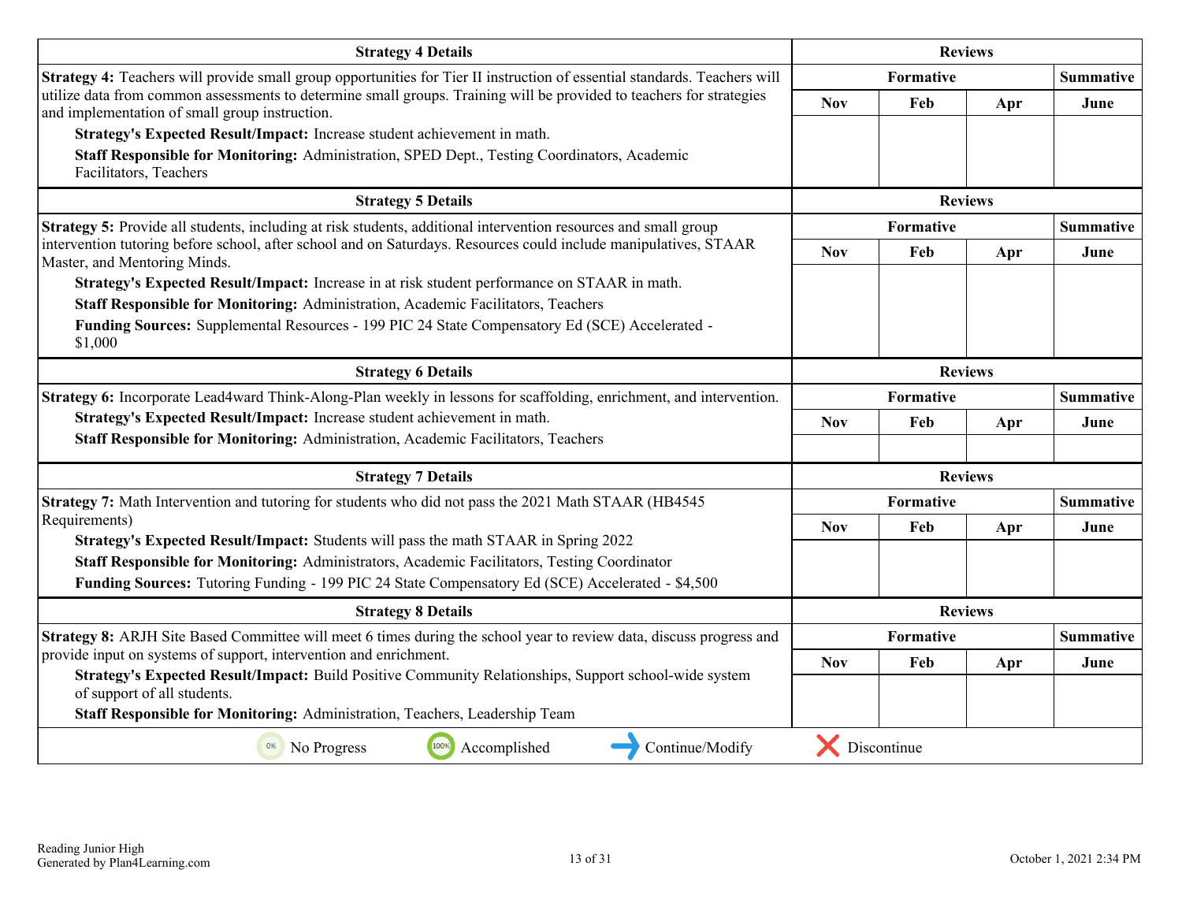| Strategy 4 Details | Reviews | | | |
|---|---|---|---|---|
| **Strategy 4:** Teachers will provide small group opportunities for Tier II instruction of essential standards. Teachers will utilize data from common assessments to determine small groups. Training will be provided to teachers for strategies and implementation of small group instruction.<br>**Strategy's Expected Result/Impact:** Increase student achievement in math.<br>**Staff Responsible for Monitoring:** Administration, SPED Dept., Testing Coordinators, Academic Facilitators, Teachers | **Formative** | | | **Summative** |
| | **Nov** | **Feb** | **Apr** | **June** |
| | | | | |

| Strategy 5 Details | Reviews | | | |
|---|---|---|---|---|
| **Strategy 5:** Provide all students, including at risk students, additional intervention resources and small group intervention tutoring before school, after school and on Saturdays. Resources could include manipulatives, STAAR Master, and Mentoring Minds.<br>**Strategy's Expected Result/Impact:** Increase in at risk student performance on STAAR in math.<br>**Staff Responsible for Monitoring:** Administration, Academic Facilitators, Teachers<br>**Funding Sources:** Supplemental Resources - 199 PIC 24 State Compensatory Ed (SCE) Accelerated - $1,000 | **Formative** | | | **Summative** |
| | **Nov** | **Feb** | **Apr** | **June** |
| | | | | |

| Strategy 6 Details | Reviews | | | |
|---|---|---|---|---|
| **Strategy 6:** Incorporate Lead4ward Think-Along-Plan weekly in lessons for scaffolding, enrichment, and intervention.<br>**Strategy's Expected Result/Impact:** Increase student achievement in math.<br>**Staff Responsible for Monitoring:** Administration, Academic Facilitators, Teachers | **Formative** | | | **Summative** |
| | **Nov** | **Feb** | **Apr** | **June** |
| | | | | |

| Strategy 7 Details | Reviews | | | |
|---|---|---|---|---|
| **Strategy 7:** Math Intervention and tutoring for students who did not pass the 2021 Math STAAR (HB4545 Requirements)<br>**Strategy's Expected Result/Impact:** Students will pass the math STAAR in Spring 2022<br>**Staff Responsible for Monitoring:** Administrators, Academic Facilitators, Testing Coordinator<br>**Funding Sources:** Tutoring Funding - 199 PIC 24 State Compensatory Ed (SCE) Accelerated - $4,500 | **Formative** | | | **Summative** |
| | **Nov** | **Feb** | **Apr** | **June** |
| | | | | |

| Strategy 8 Details | Reviews | | | |
|---|---|---|---|---|
| **Strategy 8:** ARJH Site Based Committee will meet 6 times during the school year to review data, discuss progress and provide input on systems of support, intervention and enrichment.<br>**Strategy's Expected Result/Impact:** Build Positive Community Relationships, Support school-wide system of support of all students.<br>**Staff Responsible for Monitoring:** Administration, Teachers, Leadership Team | **Formative** | | | **Summative** |
| | **Nov** | **Feb** | **Apr** | **June** |
| | | | | |

0% No Progress | 100% Accomplished | Continue/Modify | Discontinue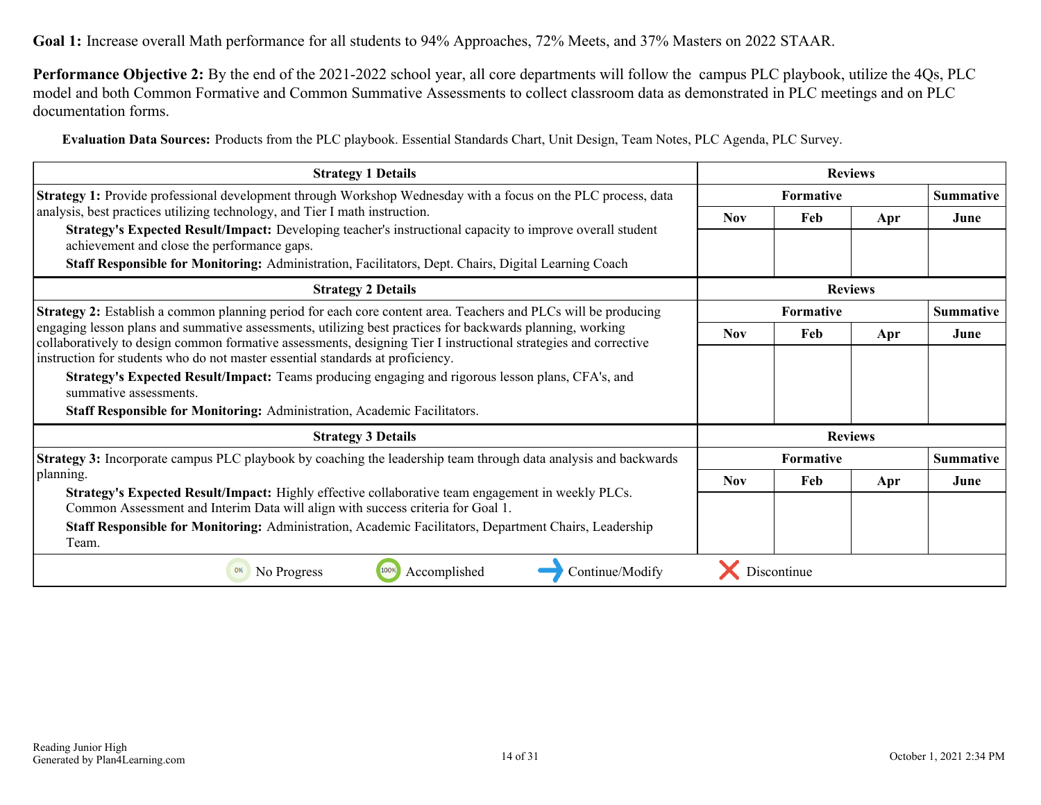**Goal 1:** Increase overall Math performance for all students to 94% Approaches, 72% Meets, and 37% Masters on 2022 STAAR.

**Performance Objective 2:** By the end of the 2021-2022 school year, all core departments will follow the campus PLC playbook, utilize the 4Qs, PLC model and both Common Formative and Common Summative Assessments to collect classroom data as demonstrated in PLC meetings and on PLC documentation forms.

**Evaluation Data Sources:** Products from the PLC playbook. Essential Standards Chart, Unit Design, Team Notes, PLC Agenda, PLC Survey.

| Strategy 1 Details | Reviews | | | |
|---|---|---|---|---|
| | Formative | | | Summative |
| | Nov | Feb | Apr | June |
| **Strategy 1:** Provide professional development through Workshop Wednesday with a focus on the PLC process, data analysis, best practices utilizing technology, and Tier I math instruction.<br>**Strategy's Expected Result/Impact:** Developing teacher's instructional capacity to improve overall student achievement and close the performance gaps.<br>**Staff Responsible for Monitoring:** Administration, Facilitators, Dept. Chairs, Digital Learning Coach | | | | |

| Strategy 2 Details | Reviews | | | |
|---|---|---|---|---|
| | Formative | | | Summative |
| | Nov | Feb | Apr | June |
| **Strategy 2:** Establish a common planning period for each core content area. Teachers and PLCs will be producing engaging lesson plans and summative assessments, utilizing best practices for backwards planning, working collaboratively to design common formative assessments, designing Tier I instructional strategies and corrective instruction for students who do not master essential standards at proficiency.<br>**Strategy's Expected Result/Impact:** Teams producing engaging and rigorous lesson plans, CFA's, and summative assessments.<br>**Staff Responsible for Monitoring:** Administration, Academic Facilitators. | | | | |

| Strategy 3 Details | Reviews | | | |
|---|---|---|---|---|
| | Formative | | | Summative |
| | Nov | Feb | Apr | June |
| **Strategy 3:** Incorporate campus PLC playbook by coaching the leadership team through data analysis and backwards planning.<br>**Strategy's Expected Result/Impact:** Highly effective collaborative team engagement in weekly PLCs. Common Assessment and Interim Data will align with success criteria for Goal 1.<br>**Staff Responsible for Monitoring:** Administration, Academic Facilitators, Department Chairs, Leadership Team. | | | | |

No Progress | Accomplished | Continue/Modify | Discontinue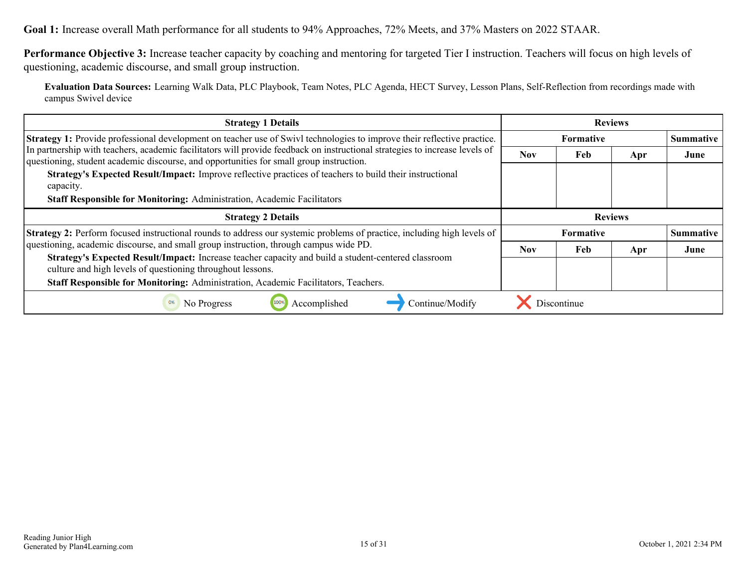**Goal 1:** Increase overall Math performance for all students to 94% Approaches, 72% Meets, and 37% Masters on 2022 STAAR.

**Performance Objective 3:** Increase teacher capacity by coaching and mentoring for targeted Tier I instruction. Teachers will focus on high levels of questioning, academic discourse, and small group instruction.

**Evaluation Data Sources:** Learning Walk Data, PLC Playbook, Team Notes, PLC Agenda, HECT Survey, Lesson Plans, Self-Reflection from recordings made with campus Swivel device

| Strategy 1 Details | Reviews | | | |
|---|---|---|---|---|
| | Formative | | | Summative |
| | Nov | Feb | Apr | June |
| **Strategy 1:** Provide professional development on teacher use of Swivl technologies to improve their reflective practice. In partnership with teachers, academic facilitators will provide feedback on instructional strategies to increase levels of questioning, student academic discourse, and opportunities for small group instruction.<br>**Strategy's Expected Result/Impact:** Improve reflective practices of teachers to build their instructional capacity.<br>**Staff Responsible for Monitoring:** Administration, Academic Facilitators | | | | |

| Strategy 2 Details | Reviews | | | |
|---|---|---|---|---|
| | Formative | | | Summative |
| | Nov | Feb | Apr | June |
| **Strategy 2:** Perform focused instructional rounds to address our systemic problems of practice, including high levels of questioning, academic discourse, and small group instruction, through campus wide PD.<br>**Strategy's Expected Result/Impact:** Increase teacher capacity and build a student-centered classroom culture and high levels of questioning throughout lessons.<br>**Staff Responsible for Monitoring:** Administration, Academic Facilitators, Teachers. | | | | |

0% No Progress | 100% Accomplished | → Continue/Modify | ✕ Discontinue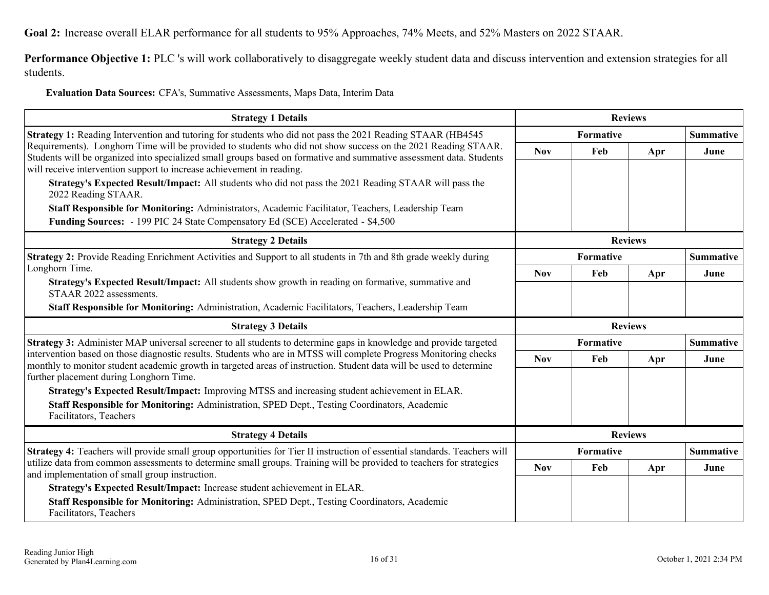**Goal 2:** Increase overall ELAR performance for all students to 95% Approaches, 74% Meets, and 52% Masters on 2022 STAAR.

**Performance Objective 1:** PLC 's will work collaboratively to disaggregate weekly student data and discuss intervention and extension strategies for all students.

**Evaluation Data Sources:** CFA's, Summative Assessments, Maps Data, Interim Data

| Strategy 1 Details | Reviews | | | |
|---|---|---|---|---|
| | Formative | | | Summative |
| | Nov | Feb | Apr | June |
| **Strategy 1:** Reading Intervention and tutoring for students who did not pass the 2021 Reading STAAR (HB4545 Requirements). Longhorn Time will be provided to students who did not show success on the 2021 Reading STAAR. Students will be organized into specialized small groups based on formative and summative assessment data. Students will receive intervention support to increase achievement in reading.<br>**Strategy's Expected Result/Impact:** All students who did not pass the 2021 Reading STAAR will pass the 2022 Reading STAAR.<br>**Staff Responsible for Monitoring:** Administrators, Academic Facilitator, Teachers, Leadership Team<br>**Funding Sources:** - 199 PIC 24 State Compensatory Ed (SCE) Accelerated - $4,500 | | | | |

| Strategy 2 Details | Reviews | | | |
|---|---|---|---|---|
| | Formative | | | Summative |
| | Nov | Feb | Apr | June |
| **Strategy 2:** Provide Reading Enrichment Activities and Support to all students in 7th and 8th grade weekly during Longhorn Time.<br>**Strategy's Expected Result/Impact:** All students show growth in reading on formative, summative and STAAR 2022 assessments.<br>**Staff Responsible for Monitoring:** Administration, Academic Facilitators, Teachers, Leadership Team | | | | |

| Strategy 3 Details | Reviews | | | |
|---|---|---|---|---|
| | Formative | | | Summative |
| | Nov | Feb | Apr | June |
| **Strategy 3:** Administer MAP universal screener to all students to determine gaps in knowledge and provide targeted intervention based on those diagnostic results. Students who are in MTSS will complete Progress Monitoring checks monthly to monitor student academic growth in targeted areas of instruction. Student data will be used to determine further placement during Longhorn Time.<br>**Strategy's Expected Result/Impact:** Improving MTSS and increasing student achievement in ELAR.<br>**Staff Responsible for Monitoring:** Administration, SPED Dept., Testing Coordinators, Academic Facilitators, Teachers | | | | |

| Strategy 4 Details | Reviews | | | |
|---|---|---|---|---|
| | Formative | | | Summative |
| | Nov | Feb | Apr | June |
| **Strategy 4:** Teachers will provide small group opportunities for Tier II instruction of essential standards. Teachers will utilize data from common assessments to determine small groups. Training will be provided to teachers for strategies and implementation of small group instruction.<br>**Strategy's Expected Result/Impact:** Increase student achievement in ELAR.<br>**Staff Responsible for Monitoring:** Administration, SPED Dept., Testing Coordinators, Academic Facilitators, Teachers | | | | |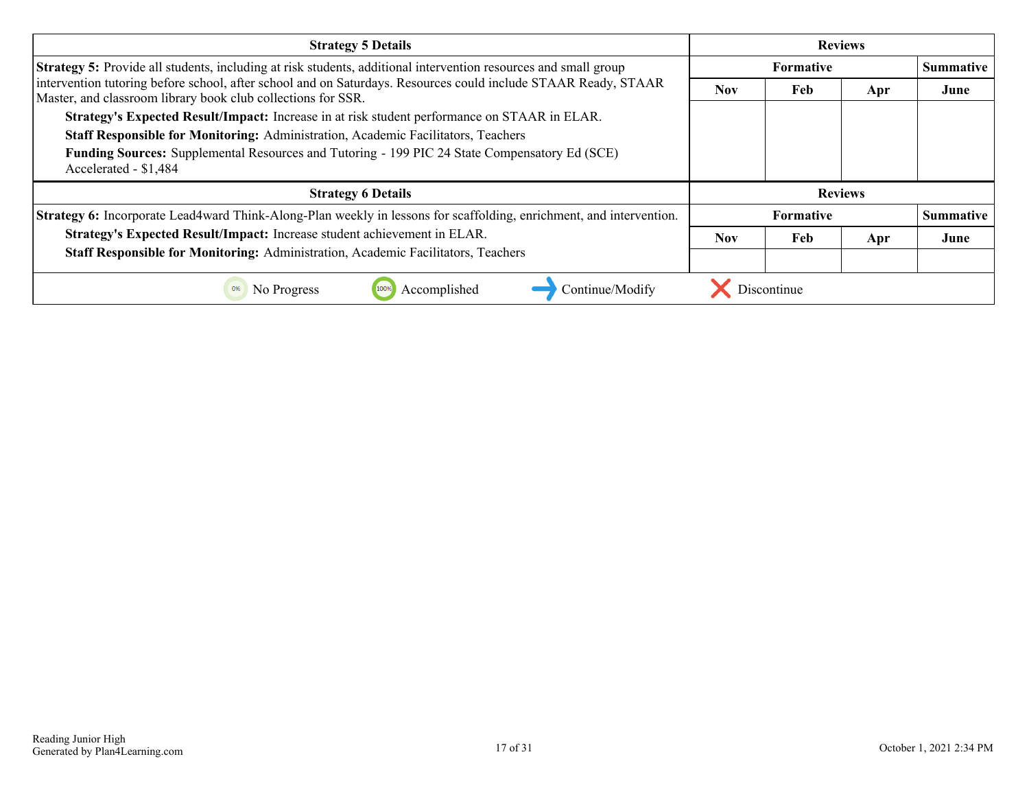| Strategy 5 Details | Reviews | | | |
|---|---|---|---|---|
| **Strategy 5:** Provide all students, including at risk students, additional intervention resources and small group intervention tutoring before school, after school and on Saturdays. Resources could include STAAR Ready, STAAR Master, and classroom library book club collections for SSR. | Formative | | | Summative |
| **Strategy's Expected Result/Impact:** Increase in at risk student performance on STAAR in ELAR. | Nov | Feb | Apr | June |
| **Staff Responsible for Monitoring:** Administration, Academic Facilitators, Teachers | | | | |
| **Funding Sources:** Supplemental Resources and Tutoring - 199 PIC 24 State Compensatory Ed (SCE) Accelerated - $1,484 | | | | |

| Strategy 6 Details | Reviews | | | |
|---|---|---|---|---|
| **Strategy 6:** Incorporate Lead4ward Think-Along-Plan weekly in lessons for scaffolding, enrichment, and intervention. | Formative | | | Summative |
| **Strategy's Expected Result/Impact:** Increase student achievement in ELAR. | Nov | Feb | Apr | June |
| **Staff Responsible for Monitoring:** Administration, Academic Facilitators, Teachers | | | | |

0% No Progress | 100% Accomplished | → Continue/Modify | ✕ Discontinue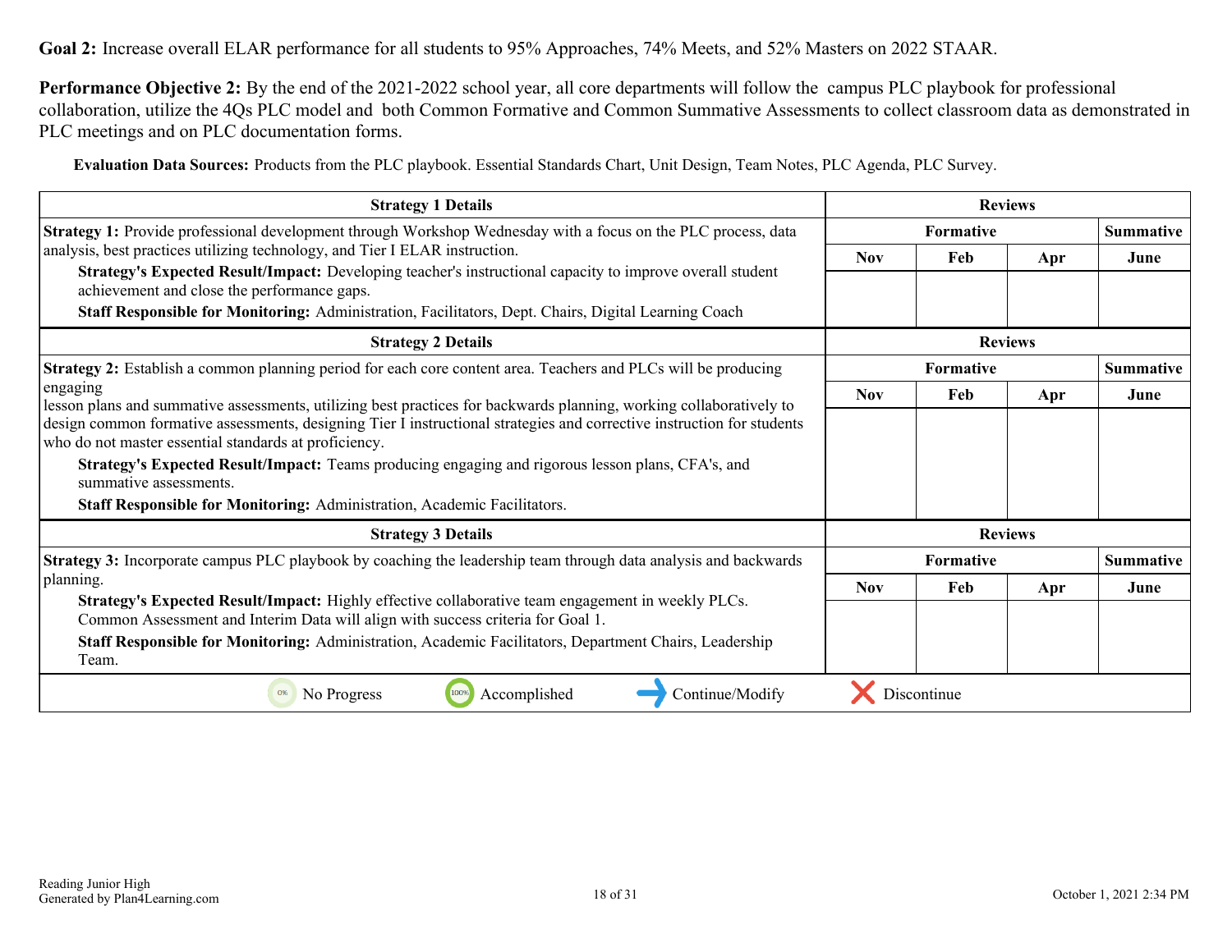**Goal 2:** Increase overall ELAR performance for all students to 95% Approaches, 74% Meets, and 52% Masters on 2022 STAAR.

**Performance Objective 2:** By the end of the 2021-2022 school year, all core departments will follow the campus PLC playbook for professional collaboration, utilize the 4Qs PLC model and both Common Formative and Common Summative Assessments to collect classroom data as demonstrated in PLC meetings and on PLC documentation forms.

**Evaluation Data Sources:** Products from the PLC playbook. Essential Standards Chart, Unit Design, Team Notes, PLC Agenda, PLC Survey.

| Strategy 1 Details | Reviews | | | |
|---|---|---|---|---|
| | Formative | | | Summative |
| **Strategy 1:** Provide professional development through Workshop Wednesday with a focus on the PLC process, data analysis, best practices utilizing technology, and Tier I ELAR instruction.<br>**Strategy's Expected Result/Impact:** Developing teacher's instructional capacity to improve overall student achievement and close the performance gaps.<br>**Staff Responsible for Monitoring:** Administration, Facilitators, Dept. Chairs, Digital Learning Coach | Nov | Feb | Apr | June |
| | | | | |

| Strategy 2 Details | Reviews | | | |
|---|---|---|---|---|
| | Formative | | | Summative |
| **Strategy 2:** Establish a common planning period for each core content area. Teachers and PLCs will be producing engaging lesson plans and summative assessments, utilizing best practices for backwards planning, working collaboratively to design common formative assessments, designing Tier I instructional strategies and corrective instruction for students who do not master essential standards at proficiency.<br>**Strategy's Expected Result/Impact:** Teams producing engaging and rigorous lesson plans, CFA's, and summative assessments.<br>**Staff Responsible for Monitoring:** Administration, Academic Facilitators. | Nov | Feb | Apr | June |
| | | | | |

| Strategy 3 Details | Reviews | | | |
|---|---|---|---|---|
| | Formative | | | Summative |
| **Strategy 3:** Incorporate campus PLC playbook by coaching the leadership team through data analysis and backwards planning.<br>**Strategy's Expected Result/Impact:** Highly effective collaborative team engagement in weekly PLCs. Common Assessment and Interim Data will align with success criteria for Goal 1.<br>**Staff Responsible for Monitoring:** Administration, Academic Facilitators, Department Chairs, Leadership Team. | Nov | Feb | Apr | June |
| | | | | |

0% No Progress | 100% Accomplished | → Continue/Modify | ✗ Discontinue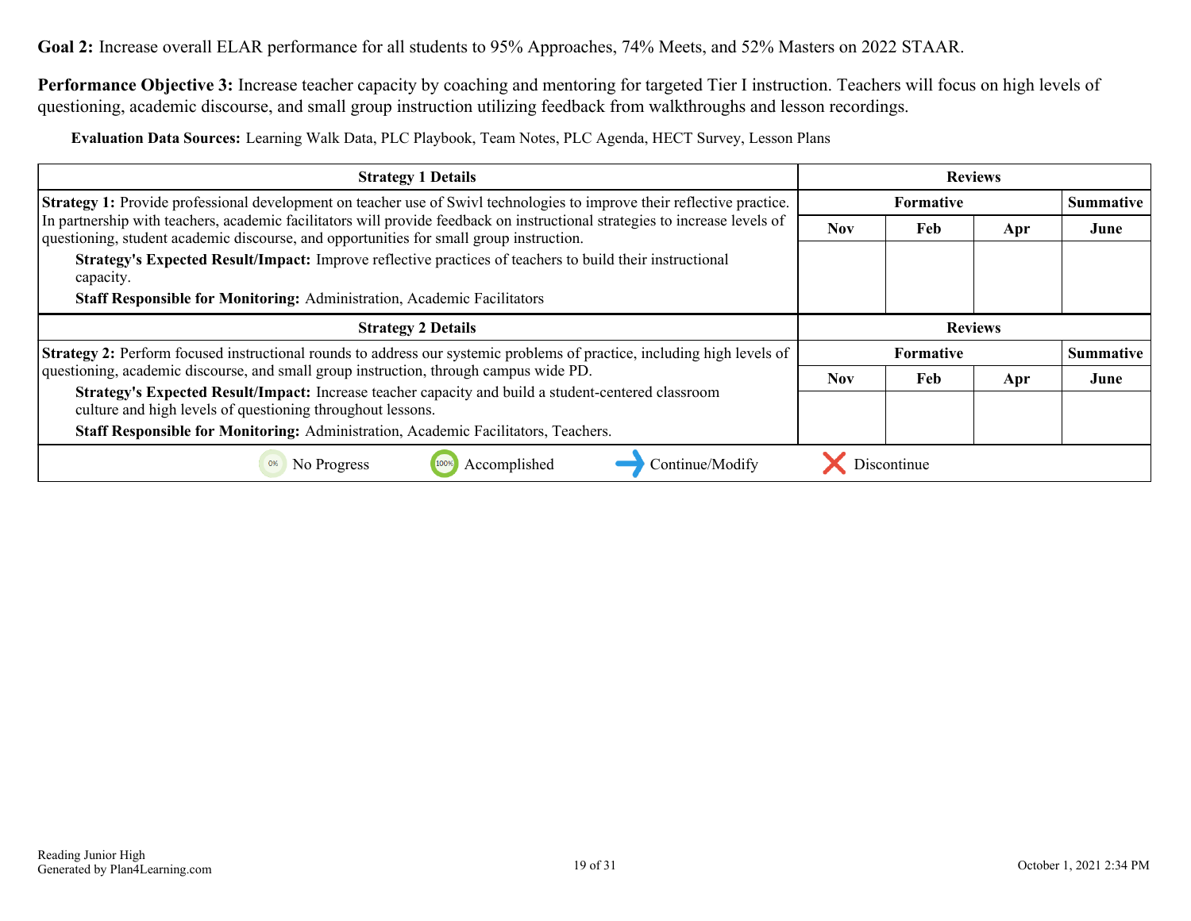**Goal 2:** Increase overall ELAR performance for all students to 95% Approaches, 74% Meets, and 52% Masters on 2022 STAAR.

**Performance Objective 3:** Increase teacher capacity by coaching and mentoring for targeted Tier I instruction. Teachers will focus on high levels of questioning, academic discourse, and small group instruction utilizing feedback from walkthroughs and lesson recordings.

**Evaluation Data Sources:** Learning Walk Data, PLC Playbook, Team Notes, PLC Agenda, HECT Survey, Lesson Plans

| Strategy 1 Details | Reviews | | | |
|---|---|---|---|---|
| | Formative | | | Summative |
| | Nov | Feb | Apr | June |
| **Strategy 1:** Provide professional development on teacher use of Swivl technologies to improve their reflective practice. In partnership with teachers, academic facilitators will provide feedback on instructional strategies to increase levels of questioning, student academic discourse, and opportunities for small group instruction.<br>**Strategy's Expected Result/Impact:** Improve reflective practices of teachers to build their instructional capacity.<br>**Staff Responsible for Monitoring:** Administration, Academic Facilitators | | | | |

| Strategy 2 Details | Reviews | | | |
|---|---|---|---|---|
| | Formative | | | Summative |
| | Nov | Feb | Apr | June |
| **Strategy 2:** Perform focused instructional rounds to address our systemic problems of practice, including high levels of questioning, academic discourse, and small group instruction, through campus wide PD.<br>**Strategy's Expected Result/Impact:** Increase teacher capacity and build a student-centered classroom culture and high levels of questioning throughout lessons.<br>**Staff Responsible for Monitoring:** Administration, Academic Facilitators, Teachers. | | | | |

0% No Progress | 100% Accomplished | → Continue/Modify | ✗ Discontinue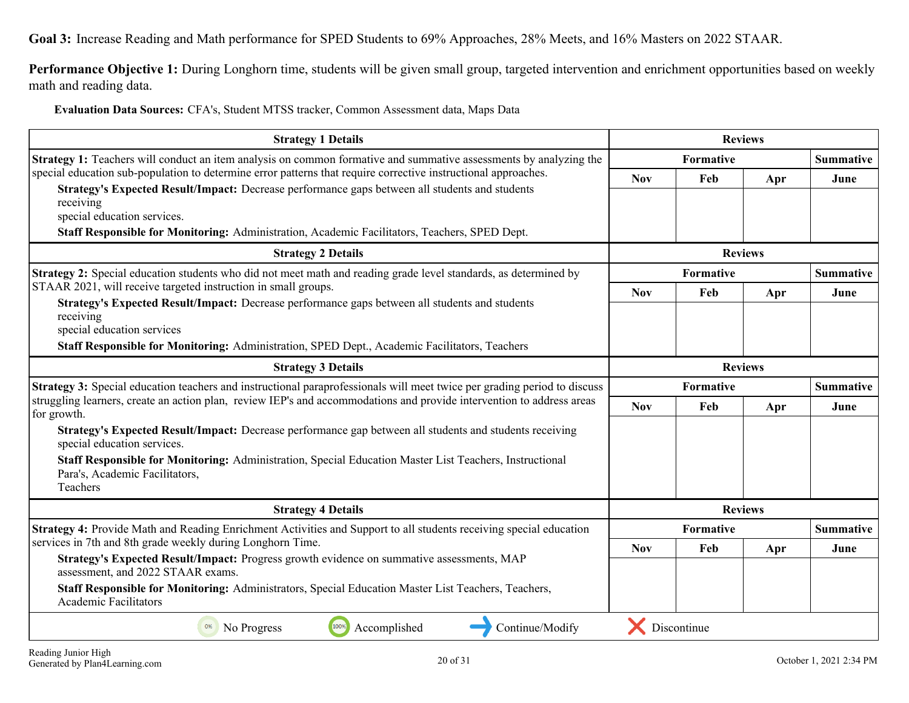**Goal 3:** Increase Reading and Math performance for SPED Students to 69% Approaches, 28% Meets, and 16% Masters on 2022 STAAR.

**Performance Objective 1:** During Longhorn time, students will be given small group, targeted intervention and enrichment opportunities based on weekly math and reading data.

**Evaluation Data Sources:** CFA's, Student MTSS tracker, Common Assessment data, Maps Data

| Strategy 1 Details | Reviews | | | |
|---|---|---|---|---|
| | Formative | | | Summative |
| | Nov | Feb | Apr | June |
| **Strategy 1:** Teachers will conduct an item analysis on common formative and summative assessments by analyzing the special education sub-population to determine error patterns that require corrective instructional approaches.<br>**Strategy's Expected Result/Impact:** Decrease performance gaps between all students and students receiving special education services.<br>**Staff Responsible for Monitoring:** Administration, Academic Facilitators, Teachers, SPED Dept. | | | | |

| Strategy 2 Details | Reviews | | | |
|---|---|---|---|---|
| | Formative | | | Summative |
| | Nov | Feb | Apr | June |
| **Strategy 2:** Special education students who did not meet math and reading grade level standards, as determined by STAAR 2021, will receive targeted instruction in small groups.<br>**Strategy's Expected Result/Impact:** Decrease performance gaps between all students and students receiving special education services<br>**Staff Responsible for Monitoring:** Administration, SPED Dept., Academic Facilitators, Teachers | | | | |

| Strategy 3 Details | Reviews | | | |
|---|---|---|---|---|
| | Formative | | | Summative |
| | Nov | Feb | Apr | June |
| **Strategy 3:** Special education teachers and instructional paraprofessionals will meet twice per grading period to discuss struggling learners, create an action plan, review IEP's and accommodations and provide intervention to address areas for growth.<br>**Strategy's Expected Result/Impact:** Decrease performance gap between all students and students receiving special education services.<br>**Staff Responsible for Monitoring:** Administration, Special Education Master List Teachers, Instructional Para's, Academic Facilitators, Teachers | | | | |

| Strategy 4 Details | Reviews | | | |
|---|---|---|---|---|
| | Formative | | | Summative |
| | Nov | Feb | Apr | June |
| **Strategy 4:** Provide Math and Reading Enrichment Activities and Support to all students receiving special education services in 7th and 8th grade weekly during Longhorn Time.<br>**Strategy's Expected Result/Impact:** Progress growth evidence on summative assessments, MAP assessment, and 2022 STAAR exams.<br>**Staff Responsible for Monitoring:** Administrators, Special Education Master List Teachers, Teachers, Academic Facilitators | | | | |

0% No Progress | 100% Accomplished | Continue/Modify | Discontinue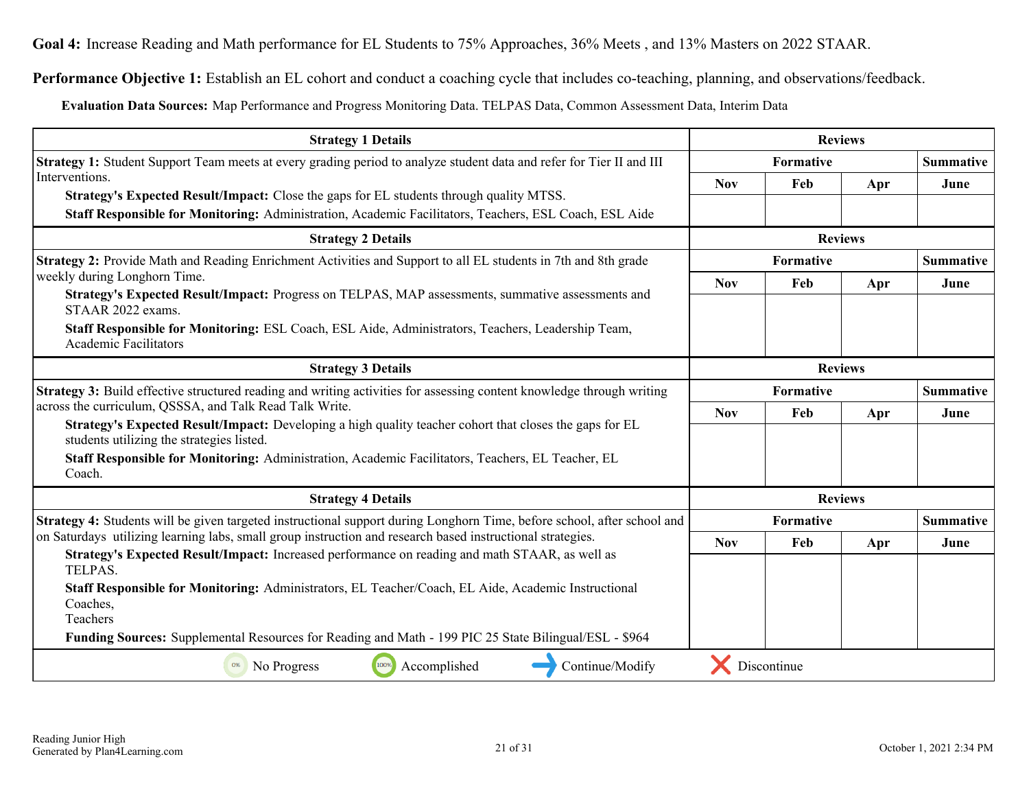**Goal 4:** Increase Reading and Math performance for EL Students to 75% Approaches, 36% Meets , and 13% Masters on 2022 STAAR.

**Performance Objective 1:** Establish an EL cohort and conduct a coaching cycle that includes co-teaching, planning, and observations/feedback.

**Evaluation Data Sources:** Map Performance and Progress Monitoring Data. TELPAS Data, Common Assessment Data, Interim Data

| Strategy 1 Details | Reviews | | | |
|---|---|---|---|---|
| **Strategy 1:** Student Support Team meets at every grading period to analyze student data and refer for Tier II and III Interventions.<br>**Strategy's Expected Result/Impact:** Close the gaps for EL students through quality MTSS.<br>**Staff Responsible for Monitoring:** Administration, Academic Facilitators, Teachers, ESL Coach, ESL Aide | Formative | | | Summative |
| | Nov | Feb | Apr | June |
| | | | | |

| Strategy 2 Details | Reviews | | | |
|---|---|---|---|---|
| **Strategy 2:** Provide Math and Reading Enrichment Activities and Support to all EL students in 7th and 8th grade weekly during Longhorn Time.<br>**Strategy's Expected Result/Impact:** Progress on TELPAS, MAP assessments, summative assessments and STAAR 2022 exams.<br>**Staff Responsible for Monitoring:** ESL Coach, ESL Aide, Administrators, Teachers, Leadership Team, Academic Facilitators | Formative | | | Summative |
| | Nov | Feb | Apr | June |
| | | | | |

| Strategy 3 Details | Reviews | | | |
|---|---|---|---|---|
| **Strategy 3:** Build effective structured reading and writing activities for assessing content knowledge through writing across the curriculum, QSSSA, and Talk Read Talk Write.<br>**Strategy's Expected Result/Impact:** Developing a high quality teacher cohort that closes the gaps for EL students utilizing the strategies listed.<br>**Staff Responsible for Monitoring:** Administration, Academic Facilitators, Teachers, EL Teacher, EL Coach. | Formative | | | Summative |
| | Nov | Feb | Apr | June |
| | | | | |

| Strategy 4 Details | Reviews | | | |
|---|---|---|---|---|
| **Strategy 4:** Students will be given targeted instructional support during Longhorn Time, before school, after school and on Saturdays utilizing learning labs, small group instruction and research based instructional strategies.<br>**Strategy's Expected Result/Impact:** Increased performance on reading and math STAAR, as well as TELPAS.<br>**Staff Responsible for Monitoring:** Administrators, EL Teacher/Coach, EL Aide, Academic Instructional Coaches, Teachers<br>**Funding Sources:** Supplemental Resources for Reading and Math - 199 PIC 25 State Bilingual/ESL - $964 | Formative | | | Summative |
| | Nov | Feb | Apr | June |
| | | | | |

0% No Progress | 100% Accomplished | Continue/Modify | Discontinue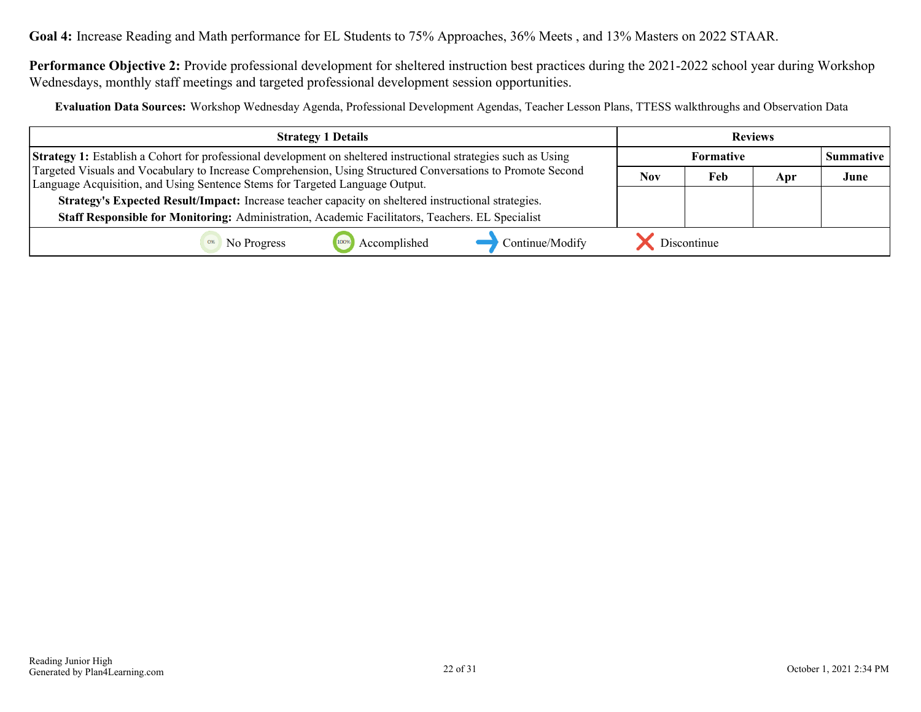**Goal 4:** Increase Reading and Math performance for EL Students to 75% Approaches, 36% Meets , and 13% Masters on 2022 STAAR.

**Performance Objective 2:** Provide professional development for sheltered instruction best practices during the 2021-2022 school year during Workshop Wednesdays, monthly staff meetings and targeted professional development session opportunities.

**Evaluation Data Sources:** Workshop Wednesday Agenda, Professional Development Agendas, Teacher Lesson Plans, TTESS walkthroughs and Observation Data

| Strategy 1 Details | Reviews | | | |
|---|---|---|---|---|
| | Formative | | | Summative |
| | Nov | Feb | Apr | June |
| **Strategy 1:** Establish a Cohort for professional development on sheltered instructional strategies such as Using Targeted Visuals and Vocabulary to Increase Comprehension, Using Structured Conversations to Promote Second Language Acquisition, and Using Sentence Stems for Targeted Language Output.<br>**Strategy's Expected Result/Impact:** Increase teacher capacity on sheltered instructional strategies.<br>**Staff Responsible for Monitoring:** Administration, Academic Facilitators, Teachers. EL Specialist | | | | |

No Progress | Accomplished | Continue/Modify | Discontinue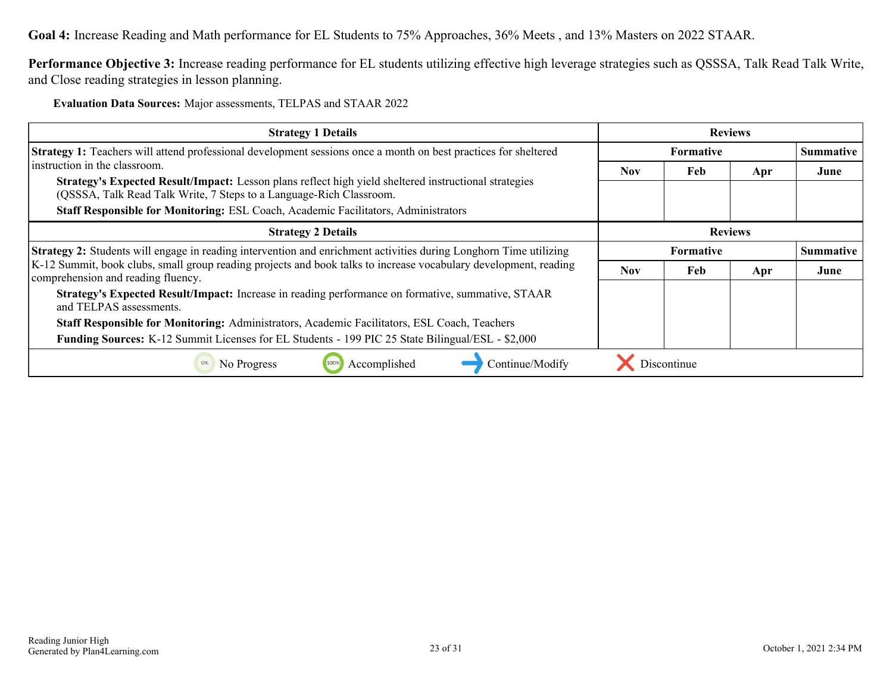**Goal 4:** Increase Reading and Math performance for EL Students to 75% Approaches, 36% Meets , and 13% Masters on 2022 STAAR.

**Performance Objective 3:** Increase reading performance for EL students utilizing effective high leverage strategies such as QSSSA, Talk Read Talk Write, and Close reading strategies in lesson planning.

**Evaluation Data Sources:** Major assessments, TELPAS and STAAR 2022

| Strategy 1 Details | Reviews | | | |
|---|---|---|---|---|
| | Formative | | | Summative |
| | Nov | Feb | Apr | June |
| **Strategy 1:** Teachers will attend professional development sessions once a month on best practices for sheltered instruction in the classroom.<br>**Strategy's Expected Result/Impact:** Lesson plans reflect high yield sheltered instructional strategies (QSSSA, Talk Read Talk Write, 7 Steps to a Language-Rich Classroom.<br>**Staff Responsible for Monitoring:** ESL Coach, Academic Facilitators, Administrators | | | | |

| Strategy 2 Details | Reviews | | | |
|---|---|---|---|---|
| | Formative | | | Summative |
| | Nov | Feb | Apr | June |
| **Strategy 2:** Students will engage in reading intervention and enrichment activities during Longhorn Time utilizing K-12 Summit, book clubs, small group reading projects and book talks to increase vocabulary development, reading comprehension and reading fluency.<br>**Strategy's Expected Result/Impact:** Increase in reading performance on formative, summative, STAAR and TELPAS assessments.<br>**Staff Responsible for Monitoring:** Administrators, Academic Facilitators, ESL Coach, Teachers<br>**Funding Sources:** K-12 Summit Licenses for EL Students - 199 PIC 25 State Bilingual/ESL - $2,000 | | | | |

0% No Progress | 100% Accomplished | Continue/Modify | Discontinue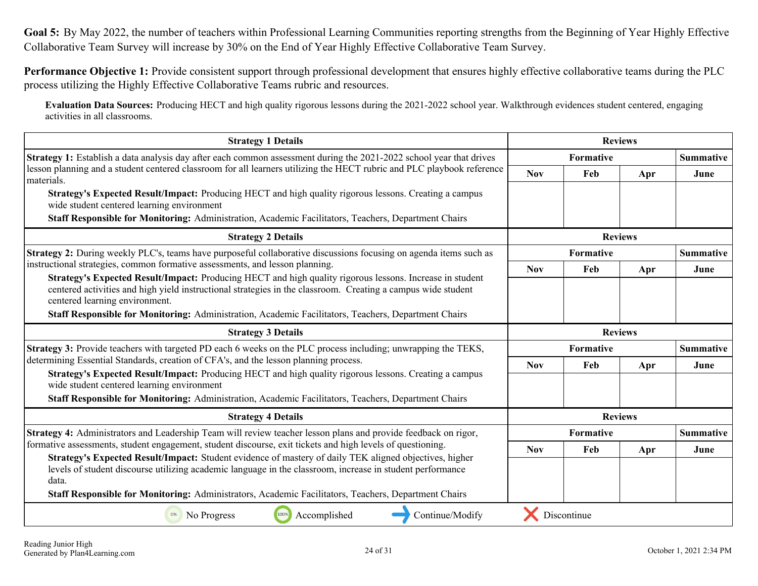**Goal 5:** By May 2022, the number of teachers within Professional Learning Communities reporting strengths from the Beginning of Year Highly Effective Collaborative Team Survey will increase by 30% on the End of Year Highly Effective Collaborative Team Survey.

**Performance Objective 1:** Provide consistent support through professional development that ensures highly effective collaborative teams during the PLC process utilizing the Highly Effective Collaborative Teams rubric and resources.

**Evaluation Data Sources:** Producing HECT and high quality rigorous lessons during the 2021-2022 school year. Walkthrough evidences student centered, engaging activities in all classrooms.

| Strategy 1 Details | Reviews | | | |
|---|---|---|---|---|
| | Formative | | | Summative |
| | Nov | Feb | Apr | June |
| **Strategy 1:** Establish a data analysis day after each common assessment during the 2021-2022 school year that drives lesson planning and a student centered classroom for all learners utilizing the HECT rubric and PLC playbook reference materials.<br>**Strategy's Expected Result/Impact:** Producing HECT and high quality rigorous lessons. Creating a campus wide student centered learning environment<br>**Staff Responsible for Monitoring:** Administration, Academic Facilitators, Teachers, Department Chairs | | | | |

| Strategy 2 Details | Reviews | | | |
|---|---|---|---|---|
| | Formative | | | Summative |
| | Nov | Feb | Apr | June |
| **Strategy 2:** During weekly PLC's, teams have purposeful collaborative discussions focusing on agenda items such as instructional strategies, common formative assessments, and lesson planning.<br>**Strategy's Expected Result/Impact:** Producing HECT and high quality rigorous lessons. Increase in student centered activities and high yield instructional strategies in the classroom. Creating a campus wide student centered learning environment.<br>**Staff Responsible for Monitoring:** Administration, Academic Facilitators, Teachers, Department Chairs | | | | |

| Strategy 3 Details | Reviews | | | |
|---|---|---|---|---|
| | Formative | | | Summative |
| | Nov | Feb | Apr | June |
| **Strategy 3:** Provide teachers with targeted PD each 6 weeks on the PLC process including; unwrapping the TEKS, determining Essential Standards, creation of CFA's, and the lesson planning process.<br>**Strategy's Expected Result/Impact:** Producing HECT and high quality rigorous lessons. Creating a campus wide student centered learning environment<br>**Staff Responsible for Monitoring:** Administration, Academic Facilitators, Teachers, Department Chairs | | | | |

| Strategy 4 Details | Reviews | | | |
|---|---|---|---|---|
| | Formative | | | Summative |
| | Nov | Feb | Apr | June |
| **Strategy 4:** Administrators and Leadership Team will review teacher lesson plans and provide feedback on rigor, formative assessments, student engagement, student discourse, exit tickets and high levels of questioning.<br>**Strategy's Expected Result/Impact:** Student evidence of mastery of daily TEK aligned objectives, higher levels of student discourse utilizing academic language in the classroom, increase in student performance data.<br>**Staff Responsible for Monitoring:** Administrators, Academic Facilitators, Teachers, Department Chairs | | | | |

0% No Progress | 100% Accomplished | → Continue/Modify | X Discontinue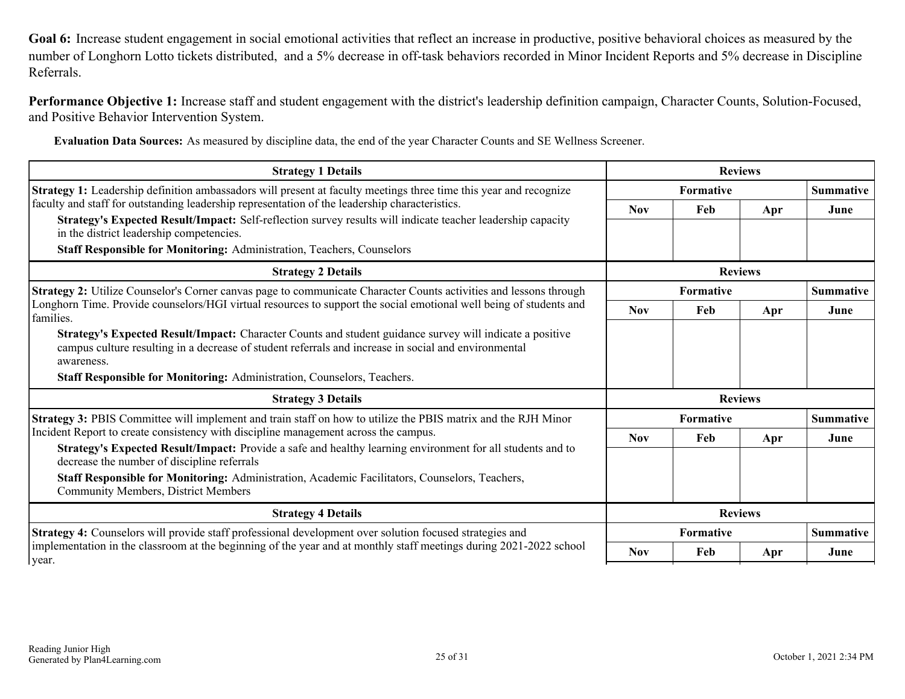**Goal 6:** Increase student engagement in social emotional activities that reflect an increase in productive, positive behavioral choices as measured by the number of Longhorn Lotto tickets distributed, and a 5% decrease in off-task behaviors recorded in Minor Incident Reports and 5% decrease in Discipline Referrals.

**Performance Objective 1:** Increase staff and student engagement with the district's leadership definition campaign, Character Counts, Solution-Focused, and Positive Behavior Intervention System.

**Evaluation Data Sources:** As measured by discipline data, the end of the year Character Counts and SE Wellness Screener.

| Strategy 1 Details | Reviews | | | |
|---|---|---|---|---|
| | Formative | | | Summative |
| | Nov | Feb | Apr | June |
| **Strategy 1:** Leadership definition ambassadors will present at faculty meetings three time this year and recognize faculty and staff for outstanding leadership representation of the leadership characteristics.<br>**Strategy's Expected Result/Impact:** Self-reflection survey results will indicate teacher leadership capacity in the district leadership competencies.<br>**Staff Responsible for Monitoring:** Administration, Teachers, Counselors | | | | |

| Strategy 2 Details | Reviews | | | |
|---|---|---|---|---|
| | Formative | | | Summative |
| | Nov | Feb | Apr | June |
| **Strategy 2:** Utilize Counselor's Corner canvas page to communicate Character Counts activities and lessons through Longhorn Time. Provide counselors/HGI virtual resources to support the social emotional well being of students and families.<br>**Strategy's Expected Result/Impact:** Character Counts and student guidance survey will indicate a positive campus culture resulting in a decrease of student referrals and increase in social and environmental awareness.<br>**Staff Responsible for Monitoring:** Administration, Counselors, Teachers. | | | | |

| Strategy 3 Details | Reviews | | | |
|---|---|---|---|---|
| | Formative | | | Summative |
| | Nov | Feb | Apr | June |
| **Strategy 3:** PBIS Committee will implement and train staff on how to utilize the PBIS matrix and the RJH Minor Incident Report to create consistency with discipline management across the campus.<br>**Strategy's Expected Result/Impact:** Provide a safe and healthy learning environment for all students and to decrease the number of discipline referrals<br>**Staff Responsible for Monitoring:** Administration, Academic Facilitators, Counselors, Teachers, Community Members, District Members | | | | |

| Strategy 4 Details | Reviews | | | |
|---|---|---|---|---|
| | Formative | | | Summative |
| | Nov | Feb | Apr | June |
| **Strategy 4:** Counselors will provide staff professional development over solution focused strategies and implementation in the classroom at the beginning of the year and at monthly staff meetings during 2021-2022 school year. | | | | |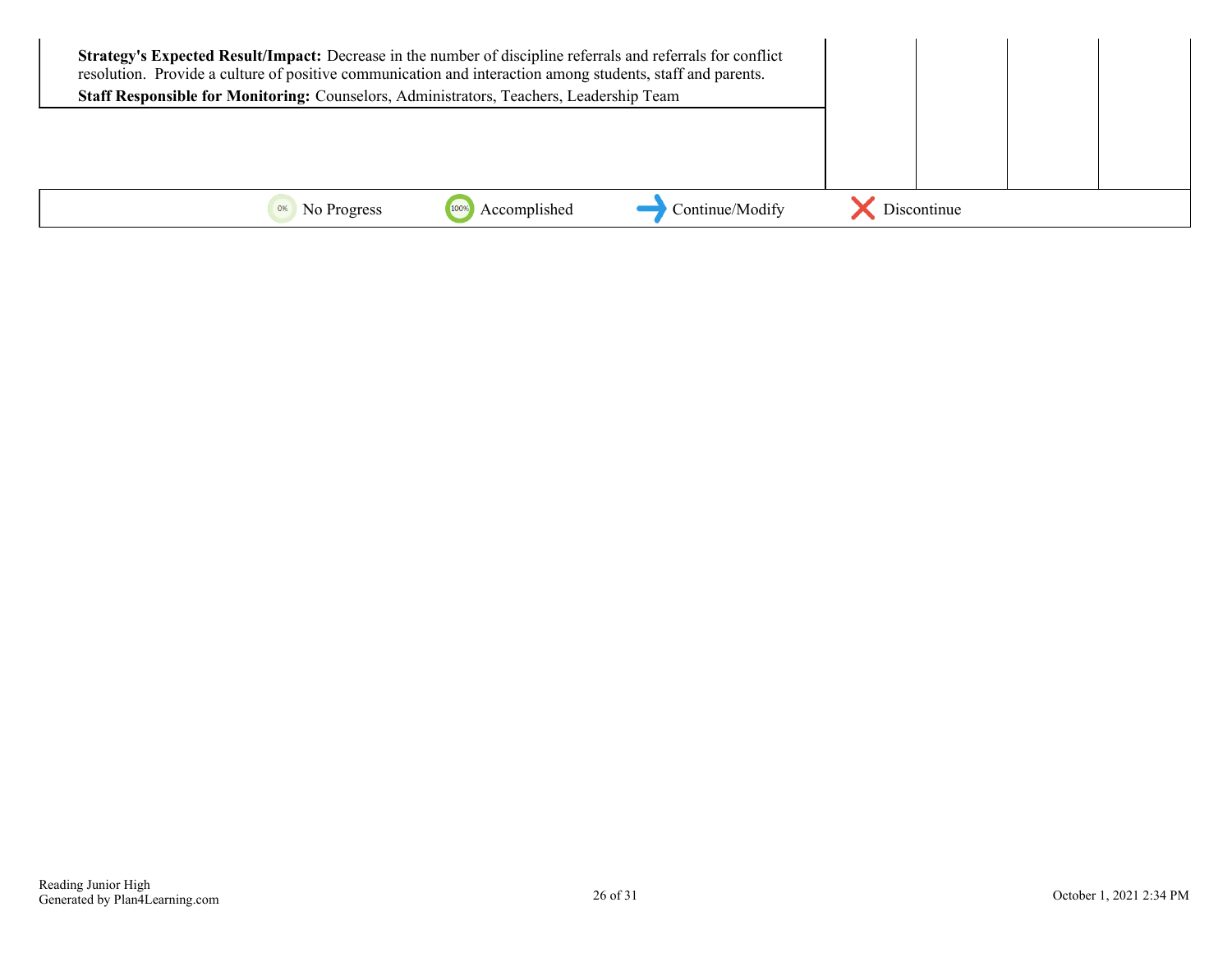| | | | | |
|---|---|---|---|---|
| **Strategy's Expected Result/Impact:** Decrease in the number of discipline referrals and referrals for conflict resolution. Provide a culture of positive communication and interaction among students, staff and parents.<br>**Staff Responsible for Monitoring:** Counselors, Administrators, Teachers, Leadership Team | | | | |

0% No Progress 100% Accomplished → Continue/Modify ✕ Discontinue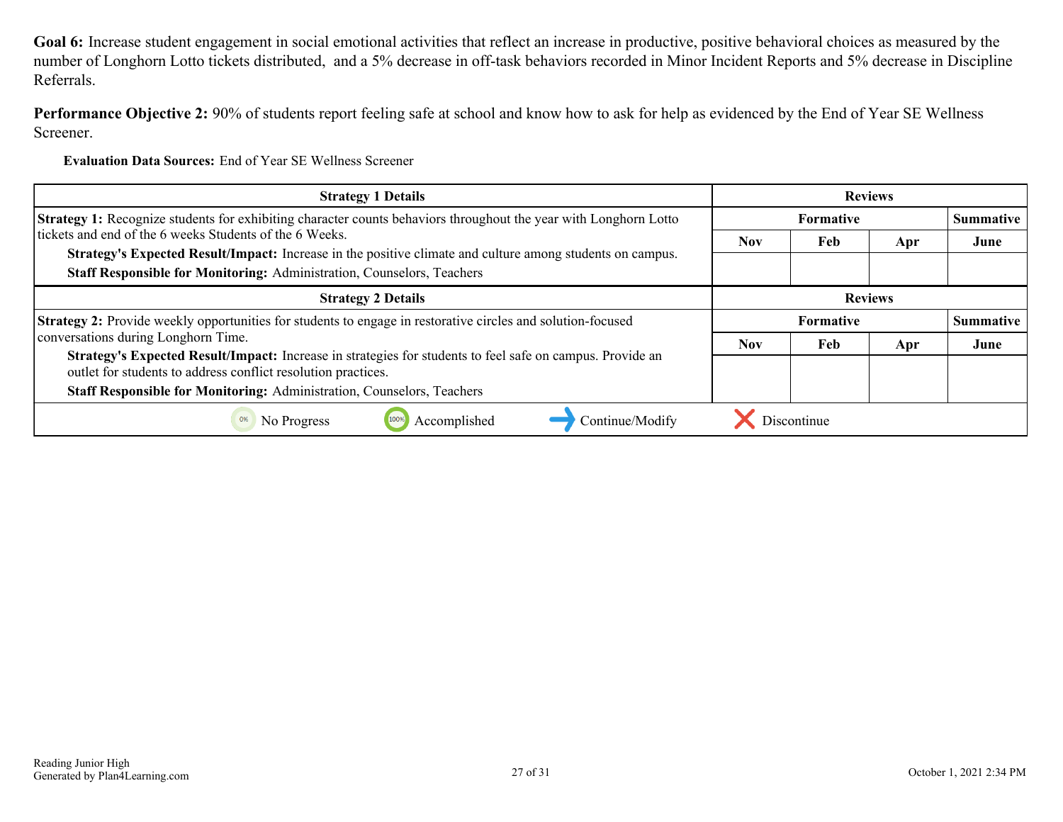**Goal 6:** Increase student engagement in social emotional activities that reflect an increase in productive, positive behavioral choices as measured by the number of Longhorn Lotto tickets distributed, and a 5% decrease in off-task behaviors recorded in Minor Incident Reports and 5% decrease in Discipline Referrals.

**Performance Objective 2:** 90% of students report feeling safe at school and know how to ask for help as evidenced by the End of Year SE Wellness Screener.

**Evaluation Data Sources:** End of Year SE Wellness Screener

| Strategy 1 Details | Reviews | | | |
|---|---|---|---|---|
| **Strategy 1:** Recognize students for exhibiting character counts behaviors throughout the year with Longhorn Lotto tickets and end of the 6 weeks Students of the 6 Weeks. **Strategy's Expected Result/Impact:** Increase in the positive climate and culture among students on campus. **Staff Responsible for Monitoring:** Administration, Counselors, Teachers | Formative | | | Summative |
| | Nov | Feb | Apr | June |
| | | | | |

| Strategy 2 Details | Reviews | | | |
|---|---|---|---|---|
| **Strategy 2:** Provide weekly opportunities for students to engage in restorative circles and solution-focused conversations during Longhorn Time. **Strategy's Expected Result/Impact:** Increase in strategies for students to feel safe on campus. Provide an outlet for students to address conflict resolution practices. **Staff Responsible for Monitoring:** Administration, Counselors, Teachers | Formative | | | Summative |
| | Nov | Feb | Apr | June |
| | | | | |

0% No Progress | 100% Accomplished | → Continue/Modify | ✕ Discontinue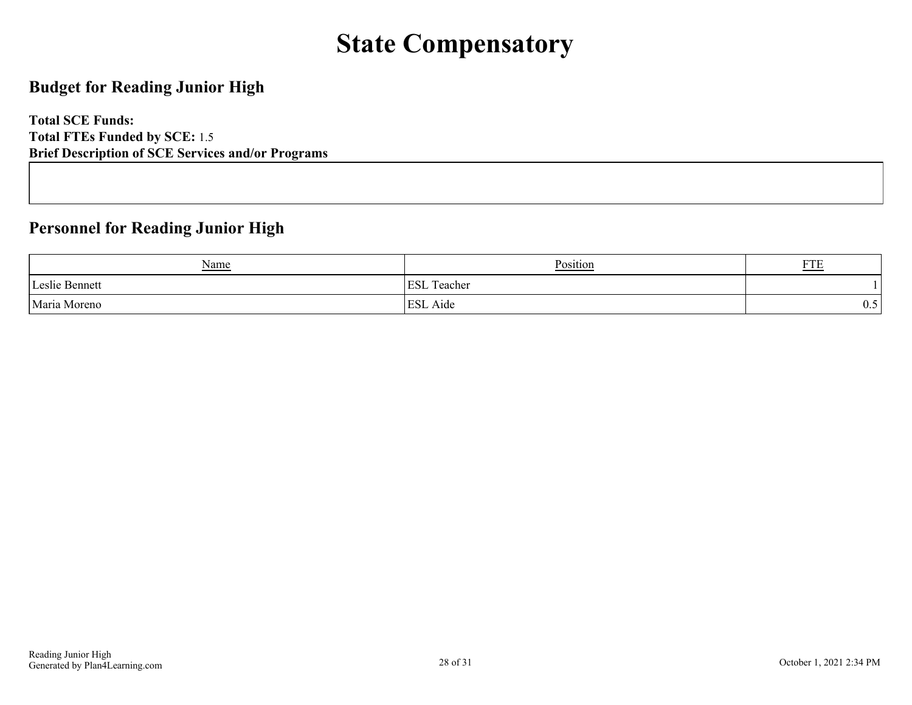# State Compensatory

## Budget for Reading Junior High

**Total SCE Funds:**
**Total FTEs Funded by SCE:** 1.5
**Brief Description of SCE Services and/or Programs**

## Personnel for Reading Junior High

| Name | Position | FTE |
|---|---|---|
| Leslie Bennett | ESL Teacher | 1 |
| Maria Moreno | ESL Aide | 0.5 |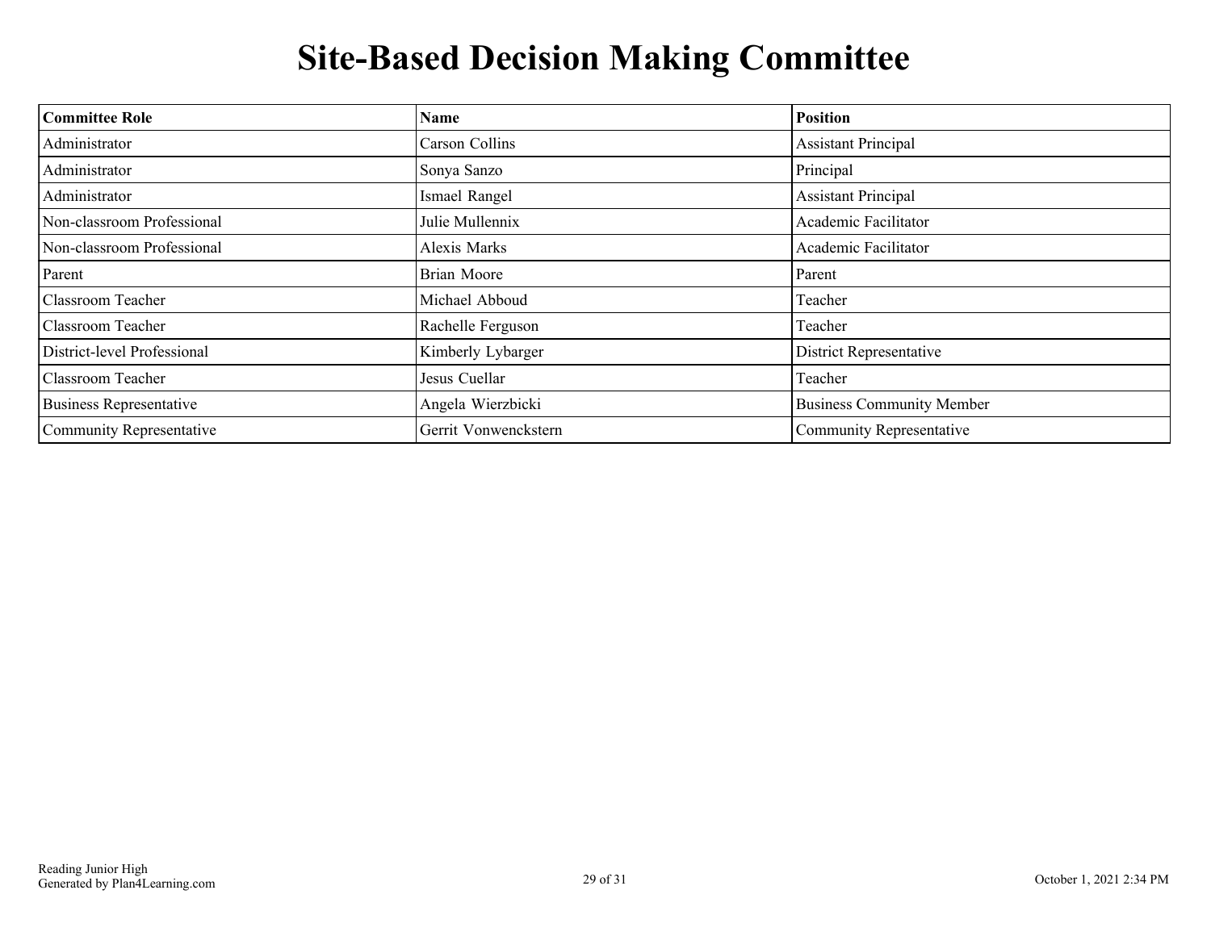# Site-Based Decision Making Committee

| Committee Role | Name | Position |
|---|---|---|
| Administrator | Carson Collins | Assistant Principal |
| Administrator | Sonya Sanzo | Principal |
| Administrator | Ismael Rangel | Assistant Principal |
| Non-classroom Professional | Julie Mullennix | Academic Facilitator |
| Non-classroom Professional | Alexis Marks | Academic Facilitator |
| Parent | Brian Moore | Parent |
| Classroom Teacher | Michael Abboud | Teacher |
| Classroom Teacher | Rachelle Ferguson | Teacher |
| District-level Professional | Kimberly Lybarger | District Representative |
| Classroom Teacher | Jesus Cuellar | Teacher |
| Business Representative | Angela Wierzbicki | Business Community Member |
| Community Representative | Gerrit Vonwenckstern | Community Representative |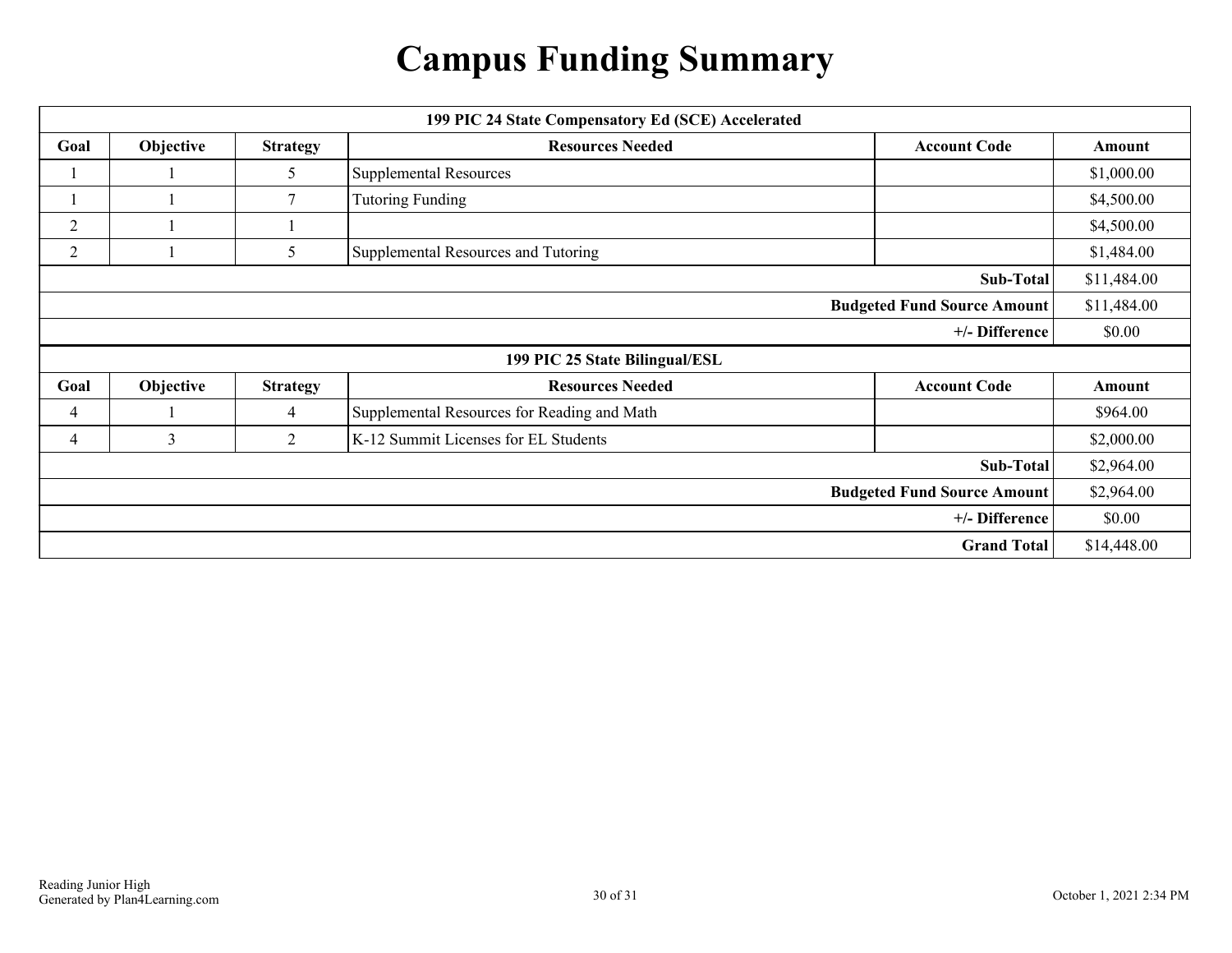# Campus Funding Summary

| 199 PIC 24 State Compensatory Ed (SCE) Accelerated | | | | | |
|---|---|---|---|---|---|
| **Goal** | **Objective** | **Strategy** | **Resources Needed** | **Account Code** | **Amount** |
| 1 | 1 | 5 | Supplemental Resources | | $1,000.00 |
| 1 | 1 | 7 | Tutoring Funding | | $4,500.00 |
| 2 | 1 | 1 | | | $4,500.00 |
| 2 | 1 | 5 | Supplemental Resources and Tutoring | | $1,484.00 |
| | | | | **Sub-Total** | $11,484.00 |
| | | | | **Budgeted Fund Source Amount** | $11,484.00 |
| | | | | **+/- Difference** | $0.00 |

| 199 PIC 25 State Bilingual/ESL | | | | | |
|---|---|---|---|---|---|
| **Goal** | **Objective** | **Strategy** | **Resources Needed** | **Account Code** | **Amount** |
| 4 | 1 | 4 | Supplemental Resources for Reading and Math | | $964.00 |
| 4 | 3 | 2 | K-12 Summit Licenses for EL Students | | $2,000.00 |
| | | | | **Sub-Total** | $2,964.00 |
| | | | | **Budgeted Fund Source Amount** | $2,964.00 |
| | | | | **+/- Difference** | $0.00 |
| | | | | **Grand Total** | $14,448.00 |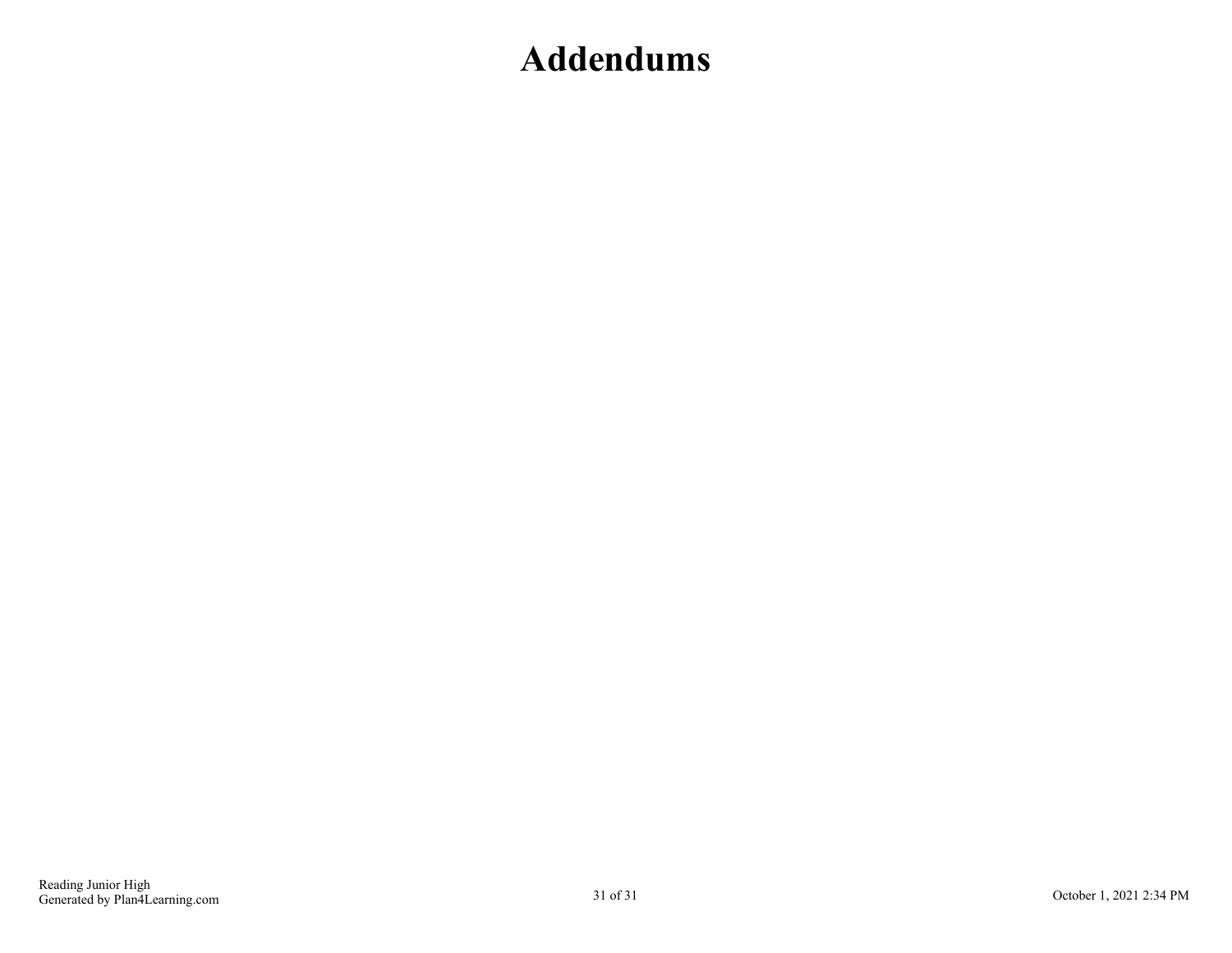# Addendums